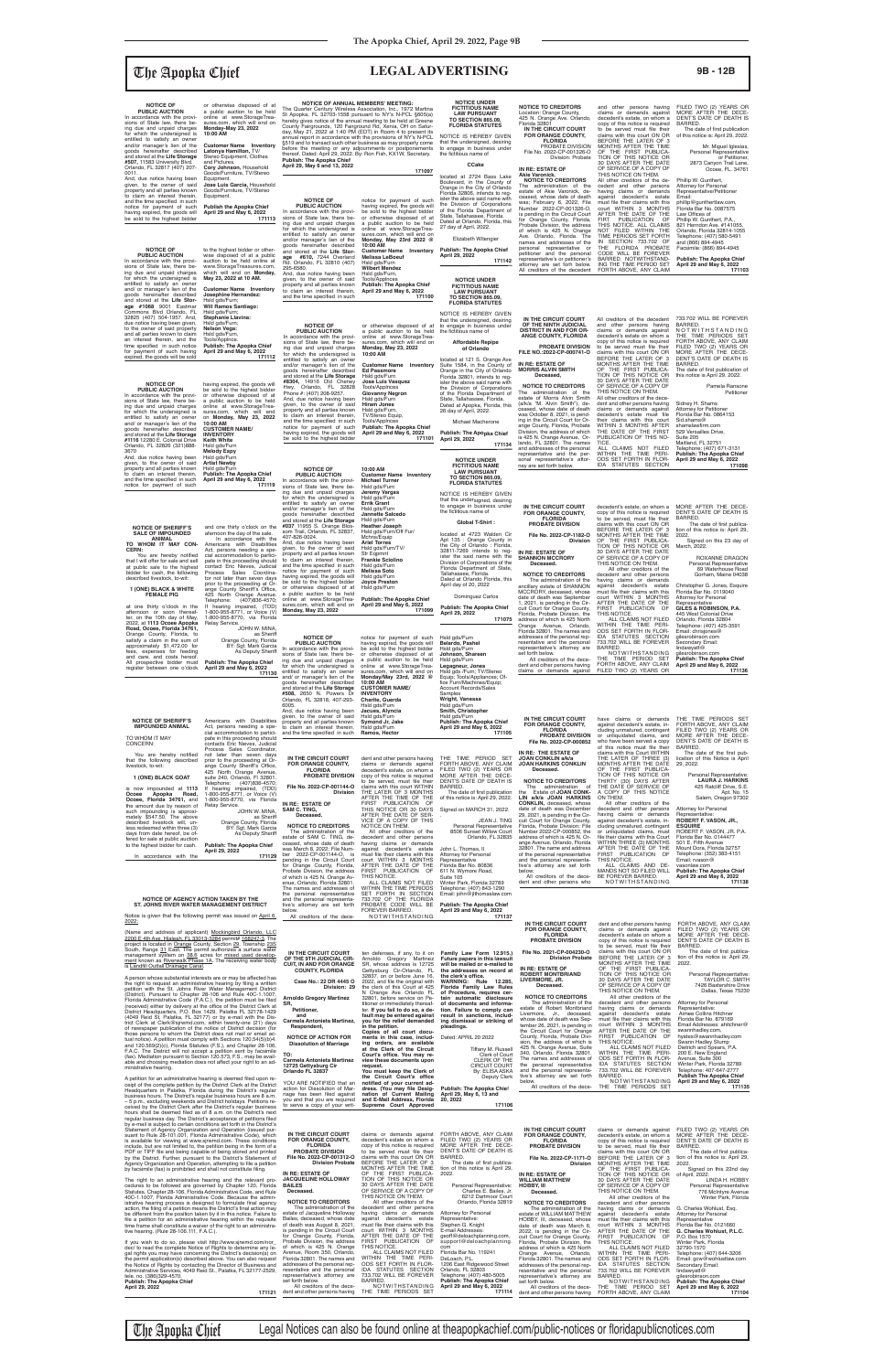# LEGAL ADVERTISING

**NOTICE OF PUBLIC AUCTION**

In accordance with the provisions of State law, there being due and unpaid charges for which the undersigned is entitled to satisfy an owner and/or manager's lien of the goods hereinafter described and stored at the **Life Storage #507**, 11583 University Blvd. Orlando, FL 32817 (407) 207-0201.

And, due notice having been given, to the owner of said property and all parties known to claim an interest therein, and the time specified in such notice for payment of such having expired, the goods will be sold to the highest bidder or otherwise disposed of at a public auction to be held online at www.StorageTreasures.com which will end on **Monday-May 23, 2022 10:00 AM**

**Customer Name Inventory**
**Latonya Hamilton,** TV/ Stereo Equipment, Clothes and Pictures.
**Cory Johnson,** Household Goods/Furniture, TV/Stereo Equipment.
**Jose Luis Garcia,** Household Goods/Furniture, TV/Stereo Equipment.

**Publish the Apopka Chief April 29 and May 6 2022**
**171113**

**NOTICE OF PUBLIC AUCTION**

In accordance with the provisions of State law, there being due and unpaid charges for which the undersigned is entitled to satisfy an owner and/or manager's lien of the goods hereinafter described and stored at the **Life Storage #1068** 9001 Eastmar Commons Blvd Orlando, FL 32825 (407) 504-1957. And, due notice having been given, to the owner of said property and all parties known to claim an interest therein, and the time specified in such notice for payment of such having expired, the goods will be sold to the highest bidder or otherwise disposed of at a public auction to be held online at www.StorageTreasures.com, which will end on **Monday, May 23, 2022 at 10 AM.**

**Customer Name Inventory**
**Josephine Hernandez:** Hsld gds/Furn;
**Will Ramos Santiago:** Hsld gds/Furn;
**Stephanie Llavina:** Hsld gds/Furn;
**Nelson Vega:** Hsld gds/Furn, Tools/Applnces.

**Publish: The Apopka Chief April 29 and May 6, 2022**
**171112**

**NOTICE OF PUBLIC AUCTION**

In accordance with the provisions of State law, there being due and unpaid charges for which the undersigned is entitled to satisfy an owner and/or manager's lien of the goods hereinafter described and stored at the **Life Storage #1116** 12280 E. Colonial Drive Orlando, FL 32826 (321)888-3670

And, due notice having been given, to the owner of said property and all parties known to claim an interest therein, and the time specified in such notice for payment of such having expired, the goods will be sold to the highest bidder or otherwise disposed of at a public auction to be held online at www.StorageTreasures.com, which will end on **Monday, May 23, 2022 10:00 AM**

**CUSTOMER NAME/ INVENTORY**
**Keith White** Hsld gds/Furn
**Melody Espy** Hsld gds/Furn
**Artist Newby** Hsld gds/Furn

**Publish: The Apopka Chief April 29 and May 6, 2022**
**171119**

**NOTICE OF SHERIFF'S SALE OF IMPOUNDED ANIMAL**

**TO WHOM IT MAY CONCERN:**

You are hereby notified that I will offer for sale and sell at public sale to the highest bidder for cash, the following described livestock, to-wit:

**1 (ONE) BLACK & WHITE FEMALE PIG**

at one thirty o'clock in the afternoon or soon thereafter, on the 10th day of May, 2022, at **1113 Ocoee Apopka Road, Ocoee, Florida 34761,** Orange County, Florida, to satisfy a claim in the sum of approximately $1,472.00 for fees, expenses for feeding and care, and costs hereof. All prospective bidder must register between one o'clock and one thirty o'clock on the afternoon the day of the sale.

In accordance with the Americans with Disabilities Act, persons needing a special accommodation to participate in this proceeding should contact Eric Nieves, Judicial Process Sales Coordinator not later than seven days prior to the proceeding at Orange County Sheriff's Office, 425 North Orange Avenue, Telephone: (407)836-4570; If hearing impaired, (TDD) 1-800-955-8771, or Voice (V) 1-800-955-8770, via Florida Relay Service.

JOHN W. MINA,
as Sheriff
Orange County, Florida
BY: Sgt. Mark Garcia
As Deputy Sheriff

**Publish: The Apopka Chief April 29 and May 6, 2022**
**171130**

**NOTICE OF SHERIFF'S IMPOUNDED ANIMAL**

TO WHOM IT MAY CONCERN:

You are hereby notified that the following described livestock, to-wit:

**1 (ONE) BLACK GOAT**

is now impounded at **1113 Ocoee Apopka Road, Ocoee, Florida 34761,** and the amount due by reason of such impounding is approximately $547.50. The above described livestock will, unless redeemed within three (3) days from date hereof, be offered for sale at public auction to the highest bidder for cash.

In accordance with the Americans with Disabilities Act, persons needing a special accommodation to participate in this proceeding should contact Eric Nieves, Judicial Process Sales Coordinator not later than seven days prior to the proceeding at Orange County Sheriff's Office, 425 North Orange Avenue, suite 240, Orlando, Fl 32801. Telephone: (407)836-4570; If hearing impaired, (TDD) 1-800-955-8771, or Voice (V) 1-800-955-8770, via Florida Relay Service.

JOHN W. MINA,
as Sheriff
Orange County, Florida
BY: Sgt. Mark Garcia
As Deputy Sheriff

**Publish: The Apopka Chief April 29, 2022**
**171129**

**NOTICE OF AGENCY ACTION TAKEN BY THE ST. JOHNS RIVER WATER MANAGEMENT DISTRICT**

Notice is given that the following permit was issued on April 6, 2022:

(Name and address of applicant) Mockingbird Orlando, LLC 2200 E 4th Ave, Hialeah, FL 33013-3284 permit 168247-3. The project is located in Orange County, Section 29, Township 22S South, Range 31 East. The permit authorizes a surface water management system on 38.6 acres for mixed used development known as Riverwalk Phase 1A. The receiving water body is Landlo Outfall Drainage Canal.

A person whose substantial interests are or may be affected has the right to request an administrative hearing by filing a written petition with the St. Johns River Water Management District (District). Pursuant to Chapter 28-106 and Rule 40C-1.1007, Florida Administrative Code (F.A.C.), the petition must be filed (received) either by delivery at the office of the District Clerk at District Headquarters, P.O. Box 1429, Palatka FL 32178-1429 (4049 Reid St, Palatka, FL 32177) or by e-mail with the District Clerk at Clerk@sjrwmd.com, within twenty-one (21) days of newspaper publication of the notice of District decision (for those persons to whom the District does not mail or email actual notice). A petition must comply with Sections 120.54(5)(b)4. and 120.569(2)(c), Florida Statutes (F.S.), and Chapter 28-106, F.A.C. The District will not accept a petition sent by facsimile (fax). Mediation pursuant to Section 120.573, F.S., may be available and choosing mediation does not affect your right to an administrative hearing.

A petition for an administrative hearing is deemed filed upon receipt of the complete petition by the District Clerk at the District Headquarters in Palatka, Florida during the District's regular business hours. The District's regular business hours are 8 a.m. – 5 p.m., excluding weekends and District holidays. Petitions received by the District Clerk after the District's regular business hours shall be deemed filed as of 8 a.m. on the District's next regular business day. The District's acceptance of petitions filed by e-mail is subject to certain conditions set forth in the District's Statement of Agency Organization and Operation (issued pursuant to Rule 28-101.001, Florida Administrative Code), which is available for viewing at www.sjrwmd.com. These conditions include, but are not limited to, the petition being in the form of a PDF or TIFF file and being capable of being stored and printed by the District. Further, pursuant to the District's Statement of Agency Organization and Operation, attempting to file a petition by facsimile (fax) is prohibited and shall not constitute filing.

The right to an administrative hearing and the relevant procedures to be followed are governed by Chapter 120, Florida Statutes, Chapter 28-106, Florida Administrative Code, and Rule 40C-1.1007, Florida Administrative Code. Because the administrative hearing process is designed to formulate final agency action, the filing of a petition means the District's final action may be different from the position taken by it in this notice. Failure to file a petition for an administrative hearing within the requisite time frame shall constitute a waiver of the right to an administrative hearing. (Rule 28-106.111, F.A.C.).

If you wish to do so, please visit http://www.sjrwmd.com/nod/ to read the complete Notice of Rights to determine any legal rights you may have concerning the District's decision(s) on the permit application(s) described above. You can also request the Notice of Rights by contacting the Director of Business and Administrative Services, 4049 Reid St., Palatka, FL 32177-2529, tele. no. (386)329-4570.

**Publish: The Apopka Chief April 29, 2022**
**171121**

**NOTICE OF ANNUAL MEMBERS' MEETING:**

The Quarter Century Wireless Association, Inc., 1972 Martina St Apopka, FL 32703-1558 pursuant to NY's N-PCL §603(a) hereby gives notice of the annual meeting to be held at Greene County Fairgrounds, 120 Fairground Rd, Xenia, OH on Saturday, May 21, 2022 at 1:40 PM (EDT) in Room 4 to present its annual report in accordance with the provisions of NY's N-PCL §519 and to transact such other business as may properly come before the meeting or any adjournments or postponements thereof. Dated: April 29, 2022. By: Ron Fish, KX1W, Secretary.

**Publish: The Apopka Chief April 29, May 6 and 13, 2022**
**171097**

**NOTICE OF PUBLIC AUCTION**

In accordance with the provisions of State law, there being due and unpaid charges for which the undersigned is entitled to satisfy an owner and/or manager's lien of the goods hereinafter described and stored at the **Life Storage #610,** 7244 Overland Rd, Orlando, FL 32810 (407) 205-6580.

And, due notice having been given, to the owner of said property and all parties known to claim an interest therein, and the time specified in such notice for payment of such having expired, the goods will be sold to the highest bidder or otherwise disposed of at a public auction to be held online at www.StorageTreasures.com, which will end on **Monday, May 23rd 2022 @ 10:00 AM**

**Customer Name Inventory**
**Melissa LaBossi** Hsld gds/Furn
**Wilbert Mendez** Hsld gds/Furn
**Selena Sanchez** Hsld gds/Furn, Tools/Applnces

**Publish: The Apopka Chief April 29 and May 6, 2022**
**171100**

**NOTICE OF PUBLIC AUCTION**

In accordance with the provisions of State law, there being due and unpaid charges for which the undersigned is entitled to satisfy an owner and/or manager's lien of the goods hereinafter described and stored at the **Life Storage #6304,** 14916 Old Cheney Hwy, Orlando, FL 32828 Phone #: (407) 208-9257.

And, due notice having been given, to the owner of said property and all parties known to claim an interest therein, and the time specified in such notice for payment of such having expired, the goods will be sold to the highest bidder or otherwise disposed of at a public auction to be held online at www.StorageTreasures.com, which will end on **Monday, May 23, 2022 10:00 AM**

**Customer Name Inventory**
**Ed Pasamore** Hsld gds/Furn
**Jose Luis Vasquez** Tools/Applnces
**Gennie Negron** Hsld gds/Furn
**Hiram Jones** Hsld gds/Furn, TV/Stereo Equip.
**Nino Nunnari** Hsld gds/Furn

**Publish: The Apopka Chief April 29 and May 6, 2022**
**171101**

**NOTICE OF PUBLIC AUCTION**

In accordance with the provisions of State law, there being due and unpaid charges for which the undersigned is entitled to satisfy an owner and/or manager's lien of the goods hereinafter described and stored at the **Life Storage #037** 11955 S. Orange Blossom Trail, Orlando, FL 32837, 407-826-0024.

And, due notice having been given, to the owner of said property and all parties known to claim an interest therein, and the time specified in such notice for payment of such having expired, the goods will be sold to the highest bidder or otherwise disposed of at a public auction to be held online at www.StorageTreasures.com which will end on **Monday, May 23, 2022 10:00 AM**

**Customer Name Inventory**
**Michael Turner** Hsld gds/Furn
**Jeremy Vargas** Hsld gds/Furn
**Errik Grant** Hsld gds/Furn
**Jannette Salcedo** Hsld gds/Furn
**Heather Joseph** Hsld gds/Furn/Off Fun/ Mchnry/Equip
**Ariel Torres** Hsld gds/Furn/TV/ St Eqpmnt
**Frankie Scislino** Hsld gds/Furn
**Melissa Soto** Hsld gds/Furn
**Joyce Preston** Hsld gds/Furn

**Publish: The Apopka Chief April 29 and May 6, 2022**
**171099**

**NOTICE OF PUBLIC AUCTION**

In accordance with the provisions of State law, there being due and unpaid charges for which the undersigned is entitled to satisfy an owner and/or manager's lien of the goods hereinafter described and stored at the **Life Storage #508,** 2650 N. Powers Dr Orlando, FL 32818, 407-293-6005.

And, due notice having been given, to the owner of said property and all parties known to claim an interest therein, and the time specified in such notice for payment of such having expired, the goods will be sold to the highest bidder or otherwise disposed of at a public auction to be held online at www.StorageTreasures.com, which will end on **Monday, May 23rd, 2022 @ 10:00 AM**

**CUSTOMER NAME/ INVENTORY**
**Charita, Guerda** Hsld gds/Furn
**Jacobs, Alyncia** Hsld gds/Furn
**Symonal Jr, Jake** Hsld gds/Furn
**Ramos, Hector**
Hsld gds/Furn
**Belardo, Pashel** Hsld gds/Furn
**Johnson, Shareen** Hsld gds/Furn
**Lepagneur, Jones** Hsld gds /Furn; TV/Stereo Equip; Tools/Appliances; Office Furn/Machines/Equip; Account Records/Sales Samples
**Wright, Vanessa** Hsld gds/Furn
**Smith, Christopher** Hsld gds/Furn

**Publish: The Apopka Chief April 29 and May 6, 2022**
**171105**

**IN THE CIRCUIT COURT FOR ORANGE COUNTY, FLORIDA PROBATE DIVISION**
**File No. 2022-CP-001144-O Division**

**IN RE: ESTATE OF SAM C. TING, Deceased.**

**NOTICE TO CREDITORS**

The administration of the estate of SAM C. TING, deceased, whose date of death was March 8, 2022; File Number 2022-CP-001144-O, is pending in the Circuit Court for Orange County, Florida, Probate Division, the address of which is 425 N. Orange Avenue, Orlando, Florida 32801. The names and addresses of the personal representative and the personal representative's attorney are set forth below.

All creditors of the decedent and other persons having claims or demands against decedent's estate, on whom a copy of this notice is required to be served, must file their claims with this court WITHIN THE LATER OF 3 MONTHS AFTER THE TIME OF THE FIRST PUBLICATION OF THIS NOTICE OR 30 DAYS AFTER THE DATE OF SERVICE OF A COPY OF THIS NOTICE ON THEM.

All other creditors of the decedent and other persons having claims or demands against decedent's estate must file their claims with this court WITHIN 3 MONTHS AFTER THE DATE OF THE FIRST PUBLICATION OF THIS NOTICE.

ALL CLAIMS NOT FILED WITHIN THE TIME PERIODS SET FORTH IN SECTION 733.702 OF THE FLORIDA PROBATE CODE WILL BE FOREVER BARRED.

NOTWITHSTANDING THE TIME PERIOD SET FORTH ABOVE, ANY CLAIM FILED TWO (2) YEARS OR MORE AFTER THE DECEDENT'S DATE OF DEATH IS BARRED.

The date of first publication of this notice is April 29, 2022.

Signed on MARCH 31, 2022.

JEAN I. TING
Personal Representative
8506 Sunset Lane
Orlando, FL 32835

John L. Thomas, II
Attorney for Personal Representative
Florida Bar No. 80836
511 N. Wymore Road, Suite 105
Winter Park, Florida 32789
Telephone: (407) 843-1290
Email: jthm@jlthomaslaw.com

**Publish: The Apopka Chief April 29 and May 6, 2022**
**171137**

**IN THE CIRCUIT COURT OF THE 9TH JUDICIAL CIRCUIT, IN AND FOR ORANGE COUNTY, FLORIDA**
**Case No.: 22 DR 4445 O Division: 29**

**Arnoldo Gregory Martinez SR,**
Petitioner,
and
**Carmela Antonieta Martinez,**
Respondent.

**NOTICE OF ACTION FOR Dissolution of Marriage**

**TO:**
**Carmela Antonieta Martinez 12725 Gettysburg Cir Orlando FL 32837**

YOU ARE NOTIFIED that an action for Dissolution of Marriage has been filed against you and that you are required to serve a copy of your written defenses, if any, to it on Arnoldo Gregory Martinez SR, whose address is 12725 Gettysburg Cir Orlando, FL 32837, on or before June 16, 2022, and file the original with the clerk of this Court at 425 N. Orange Ave Orlando FL 32801, before service on Petitioner or immediately thereafter. **If you fail to do so, a default may be entered against you for the relief demanded in the petition.**

**Copies of all court documents in this case, including orders, are available at the Clerk of the Circuit Court's office. You may review these documents upon request.**

**You must keep the Clerk of the Circuit Court's office notified of your current address. (You may file Designation of Current Mailing and E-Mail Address, Florida Supreme Court Approved Family Law Form 12.915.) Future papers in this lawsuit will be mailed or e-mailed to the addresses on record at the clerk's office.**

**WARNING: Rule 12.285, Florida Family Law Rules of Procedure, requires certain automatic disclosure of documents and information. Failure to comply can result in sanctions, including dismissal or striking of pleadings.**

Dated: APRIL 20 2022

Tiffany M. Russell
Clerk of Court
CLERK OF THE CIRCUIT COURT
By: ELISA ASKA
Deputy Clerk

**Publish: The Apopka Chief April 29, May 6, 13 and 20, 2022**
**171106**

**IN THE CIRCUIT COURT FOR ORANGE COUNTY, FLORIDA PROBATE DIVISION**
**File No. 2022-CP-001312-O Division Probate**

**IN RE: ESTATE OF JACQUELINE HOLLOWAY BAILES Deceased.**

**NOTICE TO CREDITORS**

The administration of the estate of Jacqueline Holloway Bailes, deceased, whose date of death was August 8, 2021, is pending in the Circuit Court for Orange County, Florida, Probate Division, the address of which is 425 N. Orange Avenue, Room 355, Orlando, Florida 32801. The names and addresses of the personal representative and the personal representative's attorney are set forth below.

All creditors of the decedent and other persons having claims or demands against decedent's estate on whom a copy of this notice is required to be served must file their claims with this court ON OR BEFORE THE LATER OF 3 MONTHS AFTER THE TIME OF THE FIRST PUBLICATION OF THIS NOTICE OR 30 DAYS AFTER THE DATE OF SERVICE OF A COPY OF THIS NOTICE ON THEM.

All other creditors of the decedent and other persons having claims or demands against decedent's estate must file their claims with this court WITHIN 3 MONTHS AFTER THE DATE OF THE FIRST PUBLICATION OF THIS NOTICE.

ALL CLAIMS NOT FILED WITHIN THE TIME PERIODS SET FORTH IN FLORIDA STATUTES SECTION 733.702 WILL BE FOREVER BARRED.

NOTWITHSTANDING THE TIME PERIODS SET FORTH ABOVE, ANY CLAIM FILED TWO (2) YEARS OR MORE AFTER THE DECEDENT'S DATE OF DEATH IS BARRED.

The date of first publication of this notice is April 29, 2022.

Personal Representative:
Charles E. Bailes, Jr.
6212 Dartmoor Court
Orlando, Florida 32819

Attorney for Personal Representative:
Stephen G. Knight
E-mail Addresses: geoff@dalestaplanning.com, sknight@dalestaplanning.com
Florida Bar No. 119241
DeLoach, PL
1206 East Ridgewood Street
Orlando, FL 32803
Telephone: (407) 480-5005

**Publish: The Apopka Chief April 29 and May 6, 2022**
**171114**

**NOTICE UNDER FICTITIOUS NAME LAW PURSUANT TO SECTION 865.09, FLORIDA STATUTES**

NOTICE IS HEREBY GIVEN that the undersigned, desiring to engage in business under the fictitious name of

**CCake**

located at 2724 Bass Lake Boulevard, in the County of Orange in the City of Orlando Florida 32806, intends to register the above said name with the Division of Corporations of the Florida Department of State, Tallahassee, Florida. Dated at Orlando, Florida this 27 day of April, 2022.

Elizabeth Wiesegier

**Publish: The Apopka Chief April 29, 2022**
**171142**

**NOTICE UNDER FICTITIOUS NAME LAW PURSUANT TO SECTION 865.09, FLORIDA STATUTES**

NOTICE IS HEREBY GIVEN that the undersigned, desiring to engage in business under the fictitious name of

**Affordable Repipe of Orlando**

located at 121 S. Orange Ave Suite 1584, in the County of Orange in the City of Orlando Florida 32801, intends to register the above said name with the Division of Corporations of the Florida Department of State, Tallahassee, Florida. Dated at Apopka, Florida, this 26 day of April, 2022.

Michael Macheronie

**Publish: The Apopka Chief April 29, 2022**
**171134**

**NOTICE UNDER FICTITIOUS NAME LAW PURSUANT TO SECTION 865.09, FLORIDA STATUTES**

NOTICE IS HEREBY GIVEN that the undersigned, desiring to engage in business under the fictitious name of

**Global T-Shirt :**

located at 4723 Walden Cr Apt 135 : Orange County in the City of Orlando : Florida, 32811-7269 intends to register the said name with the Division of Corporations of the Florida Department of State, Tallahassee, Florida.
Dated at Orlando Florida, this April day of 20, 2022

Dominguez Carlos

**Publish The Apopka Chief April 29, 2022**
**171075**

**NOTICE TO CREDITORS**
Location: Orange County, 425 N. Orange Ave. Orlando, Florida 32801
**IN THE CIRCUIT COURT FOR ORANGE COUNTY, FLORIDA**
PROBATE DIVISION
File No. 2022-CP-001326-O
Division: Probate

**IN RE: ESTATE OF Alex Veronick, Deceased.**

**NOTICE TO CREDITORS**

The administration of the estate of Alex Veronick, deceased, whose date of death was; February 6, 2022, File Number 2022-CP-001326-O, is pending in the Circuit Court for Orange County, Florida, Probate Division, the address of which is 425 N. Orange Ave. Orlando, Florida. The names and addresses of the personal representative or petitioner and the personal representative's or petitioner's attorney are set forth below. All creditors of the decedent and other persons having claims or demands against decedent's estate, on whom a copy of this notice is required to be served must file their claims with this court ON OR BEFORE THE LATER OF 3 MONTHS AFTER THE TIME OF THE FIRST PUBLICATION OF THIS NOTICE OR 30 DAYS AFTER THE DATE OF SERVICE OF A COPY OF THIS NOTICE ON THEM.

All other creditors of the decedent and other persons having claims or demands against decedent's estate must file their claims with this court WITHIN 3 MONTHS AFTER THE DATE OF THE FIRST PUBLICATION OF THIS NOTICE. ALL CLAIMS NOT FILED WITHIN THE TIME PERIODS SET FORTH IN SECTION 733.702 OF THE FLORIDA PROBATE CODE WILL BE FOREVER BARRED. NOTWITHSTANDING THE TIME PERIOD SET FORTH ABOVE, ANY CLAIM FILED TWO (2) YEARS OR MORE AFTER THE DECEDENT'S DATE OF DEATH IS BARRED.

The date of first publication of this notice is April 29, 2022.

Mr. Miguel Iglesias,
Personal Representative or Petitioner,
2873 Canyon Trail Lane,
Ocoee, FL. 34761

Phillip W. Gunthert,
Attorney for Personal Representative or Petitioner
Email: phillip@gunthertlaw.com,
Florida Bar No. 0087575
Law Offices of
Phillip W. Gunthert, P.A.
521 Herndon Ave. #141055,
Orlando, Florida 32814-1055
Telephone: (407) 580-5491 and (866) 894-4945
Facsimile: (866) 894-4945

**Publish: The Apopka Chief April 29 and May 6, 2022**
**171103**

**IN THE CIRCUIT COURT OF THE NINTH JUDICIAL DISTRICT IN AND FOR ORANGE COUNTY, FLORIDA**
**PROBATE DIVISION FILE NO. 2022-CP-000741-O**

**IN RE: ESTATE OF MORRIS ALVIN SMITH Deceased,**

**NOTICE TO CREDITORS**

The administration of the estate of Morris Alvin Smith (a/k/a "M. Alvin Smith"), deceased, whose date of death was October 8, 2021, is pending in the Circuit Court for Orange County, Florida, Probate Division, the address of which is 425 N. Orange Avenue, Orlando, FL 32801. The names and addresses of the personal representative and the personal representative's attorney are set forth below.

All creditors of the decedent and other persons having claims or demands against decedent's estate on whom a copy of this notice is required to be served must file their claims with this court ON OR BEFORE THE LATER OF 3 MONTHS AFTER THE TIME OF THE FIRST PUBLICATION OF THIS NOTICE OR 30 DAYS AFTER THE DATE OF SERVICE OF A COPY OF THIS NOTICE ON THEM.

All other creditors of the decedent and other persons having claims or demands against decedent's estate must file their claims with this court WITHIN 3 MONTHS AFTER THE DATE OF THE FIRST PUBLICATION OF THIS NOTICE.

ALL CLAIMS NOT FILED WITHIN THE TIME PERIODS SET FORTH IN FLORIDA STATUTES SECTION 733.702 WILL BE FOREVER BARRED.

NOTWITHSTANDING THE TIME PERIODS SET FORTH ABOVE, ANY CLAIM FILED TWO (2) YEARS OR MORE AFTER THE DECEDENT'S DATE OF DEATH IS BARRED.

The date of first publication of this notice is April 29, 2022.

Pamela Ransone
Petitioner

Sidney H. Shams
Attorney for Petitioner
Florida Bar No. 0664153
Sid.shams@shamslawfirm.com
530 Versailles Drive, Suite 205
Maitland, FL 32751
Telephone: (407) 671-3131

**Publish: The Apopka Chief April 29 and May 6, 2022**
**171098**

**IN THE CIRCUIT COURT FOR ORANGE COUNTY, FLORIDA PROBATE DIVISION**
**File No. 2022-CP-1182-O Division**

**IN RE: ESTATE OF SHANNON MCCRORY Deceased.**

**NOTICE TO CREDITORS**

The administration of the ancillary estate of SHANNON MCCRORY, deceased, whose date of death was September 1, 2021, is pending in the Circuit Court for Orange County, Florida, Probate Division, the address of which is 425 North Orange Avenue, Orlando, Florida 32801. The names and addresses of the personal representative and the personal representative's attorney are set forth below.

All creditors of the decedent and other persons having claims or demands against decedent's estate, on whom a copy of this notice is required to be served, must file their claims with this court ON OR BEFORE THE LATER OF 3 MONTHS AFTER THE TIME OF THE FIRST PUBLICATION OF THIS NOTICE OR 30 DAYS AFTER THE DATE OF SERVICE OF A COPY OF THIS NOTICE ON THEM.

All other creditors of the decedent and other persons having claims or demands against decedent's estate must file their claims with this court WITHIN 3 MONTHS AFTER THE DATE OF THE FIRST PUBLICATION OF THIS NOTICE.

ALL CLAIMS NOT FILED WITHIN THE TIME PERIODS SET FORTH IN FLORIDA STATUTES SECTION 733.702 WILL BE FOREVER BARRED.

NOTWITHSTANDING THE TIME PERIOD SET FORTH ABOVE, ANY CLAIM FILED TWO (2) YEARS OR MORE AFTER THE DECEDENT'S DATE OF DEATH IS BARRED.

The date of first publication of this notice is: April 29, 2022.

Signed on this 23rd day of March, 2022.

ROXANNE DRAGON
Personal Representative
69 Waterhouse Road
Gorham, Maine 04038

Christopher G. Jones, Esquire
Florida Bar No. 0119040
Attorney for Personal Representative
**GILES & ROBINSON, P.A.**
445 West Colonial Drive
Orlando, Florida 32804
Telephone: (407) 425-3591
Email: chrisjones@gilesrobinson.com
Secondary Email: lestevez@gilesrobinson.com

**Publish: The Apopka Chief April 29 and May 6, 2022**
**171136**

**IN THE CIRCUIT COURT FOR ORANGE COUNTY, FLORIDA PROBATE DIVISION**
**File No. 2022-CP-000852**

**IN RE: ESTATE OF JOAN CONKLIN a/k/a JOAN HARKINS CONKLIN Deceased.**

**NOTICE TO CREDITORS**

The administration of the Estate of **JOAN CONKLIN a/k/a JOAN HARKINS CONKLIN,** deceased, whose date of death was December 29, 2021, is pending in the Circuit Court for Orange County, Florida, Probate Division, File Number 2022-CP-000852, the address of which is 425 N. Orange Avenue, Orlando, Florida 32801. The name and address of the personal representative and the personal representative's attorney are set forth below.

All creditors of the decedent and other persons who have claims or demands against decedent's estate, including unmatured, contingent or unliquidated claims, and who have been served a copy of this notice must file their claims with this Court WITHIN THE LATER OF THREE (3) MONTHS AFTER THE DATE OF THE FIRST PUBLICATION OF THIS NOTICE OR THIRTY (30) DAYS AFTER THE DATE OF SERVICE OF A COPY OF THIS NOTICE ON THEM.

All other creditors of the decedent and other persons who have claims or demands against the decedent's estate, including unmatured, contingent, or unliquidated claims, must file their claims with this Court WITHIN THREE (3) MONTHS AFTER THE DATE OF THE FIRST PUBLICATION OF THIS NOTICE.

ALL CLAIMS AND DEMANDS NOT SO FILED WILL BE FOREVER BARRED.

NOTWITHSTANDING THE TIME PERIODS SET FORTH ABOVE, ANY CLAIM FILED TWO (2) YEARS OR MORE AFTER THE DECEDENT'S DATE OF DEATH IS BARRED.

The date of the first publication of this Notice is April 29, 2022.

Personal Representative:
**LAURA J. HARKINS**
425 Radcliff Drive, S.E.
Apt. No. 15
Salem, Oregon 97302

Attorney for Personal Representative:
**ROBERT F. VASON, JR., ESQUIRE**
ROBERT F. VASON, JR., P.A.
Florida Bar No. 0144477
301 E. Fifth Avenue
Mount Dora, Florida 32757
Telephone: (352) 383-4151
Email: rvason@vasonlaw.com

**Publish: The Apopka Chief April 29 and May 6, 2022**
**171138**

**IN THE CIRCUIT COURT FOR ORANGE COUNTY, FLORIDA PROBATE DIVISION**
**File No. 2021-CP-004030-O Division Probate**

**IN RE: ESTATE OF ROBERT MONTERLAND LIVERMORE, JR. Deceased.**

**NOTICE TO CREDITORS**

The administration of the estate of Robert Monterland Livermore, Jr., deceased, whose date of death was September 26, 2021, is pending in the Circuit Court for Orange County, Florida, Probate Division, the address of which is 425 N. Orange Avenue, Suite 340, Orlando, Florida 32801. The names and addresses of the personal representative and the personal representative's attorney are set forth below.

All creditors of the decedent and other persons having claims or demands against decedent's estate on whom a copy of this notice is required to be served must file their claims with this court ON OR BEFORE THE LATER OF 3 MONTHS AFTER THE TIME OF THE FIRST PUBLICATION OF THIS NOTICE OR 30 DAYS AFTER THE DATE OF SERVICE OF A COPY OF THIS NOTICE ON THEM.

All other creditors of the decedent and other persons having claims or demands against decedent's estate must file their claims with this court WITHIN 3 MONTHS AFTER THE DATE OF THE FIRST PUBLICATION OF THIS NOTICE.

ALL CLAIMS NOT FILED WITHIN THE TIME PERIODS SET FORTH IN FLORIDA STATUTES SECTION 733.702 WILL BE FOREVER BARRED.

NOTWITHSTANDING THE TIME PERIODS SET FORTH ABOVE, ANY CLAIM FILED TWO (2) YEARS OR MORE AFTER THE DECEDENT'S DATE OF DEATH IS BARRED.

The date of first publication of this notice is April 29, 2022.

Personal Representative:
TAYLOR C. SMITH
7426 Bluebonnet Drive
Dallas, Texas 75230

Attorney for Personal Representative:
Aimee Collins Hitchner
Florida Bar No. 879169
Email Addresses: ahitchner@swannhadley.com, hystead@swannhadley.com
Swann Hadley Stump Dietrich and Spears, P.A.
200 E. New England Avenue, Suite 300
Winter Park, Florida 32789
Telephone: 407-647-2777

**Publish: The Apopka Chief April 29 and May 6, 2022**
**171135**

**IN THE CIRCUIT COURT FOR ORANGE COUNTY, FLORIDA PROBATE DIVISION**
**File No. 2022-CP-1171-O Division**

**IN RE: ESTATE OF WILLIAM MATTHEW HOBBY, III Deceased.**

**NOTICE TO CREDITORS**

The administration of the estate of WILLIAM MATTHEW HOBBY, III, deceased, whose date of death was March 6, 2022, is pending in the Circuit Court for Orange County, Florida, Probate Division, the address of which is 425 North Orange Avenue, Orlando, Florida 32801. The names and addresses of the personal representative and the personal representative's attorney are set forth below.

All creditors of the decedent and other persons having claims or demands against decedent's estate, on whom a copy of this notice is required to be served, must file their claims with this court ON OR BEFORE THE LATER OF 3 MONTHS AFTER THE TIME OF THE FIRST PUBLICATION OF THIS NOTICE OR 30 DAYS AFTER THE DATE OF SERVICE OF A COPY OF THIS NOTICE ON THEM.

All other creditors of the decedent and other persons having claims or demands against decedent's estate must file their claims with this court WITHIN 3 MONTHS AFTER THE DATE OF THE FIRST PUBLICATION OF THIS NOTICE.

ALL CLAIMS NOT FILED WITHIN THE TIME PERIODS SET FORTH IN FLORIDA STATUTES SECTION 733.702 WILL BE FOREVER BARRED.

NOTWITHSTANDING THE TIME PERIOD SET FORTH ABOVE, ANY CLAIM FILED TWO (2) YEARS OR MORE AFTER THE DECEDENT'S DATE OF DEATH IS BARRED.

The date of first publication of this notice is: April 29, 2022.

Signed on this 22nd day of April, 2022.

LINDA H. HOBBY
Personal Representative
776 McIntyre Avenue
Winter Park, Florida

G. Charles Wohlust, Esq.
Attorney for Personal Representative
Florida Bar No. 0121660
**G. Charles Wohlust, P.L.C.**
P.O. Box 1570
Winter Park, Florida 32790-1570
Telephone: (407) 644-3206
Email: gcw@wohlustlaw.com
Secondary Email: lestevez@gilesrobinson.com

**Publish: The Apopka Chief April 29 and May 6, 2022**
**171104**

Legal Notices can also be found online at theapopkachief.com/public-notices or floridapublicnotices.com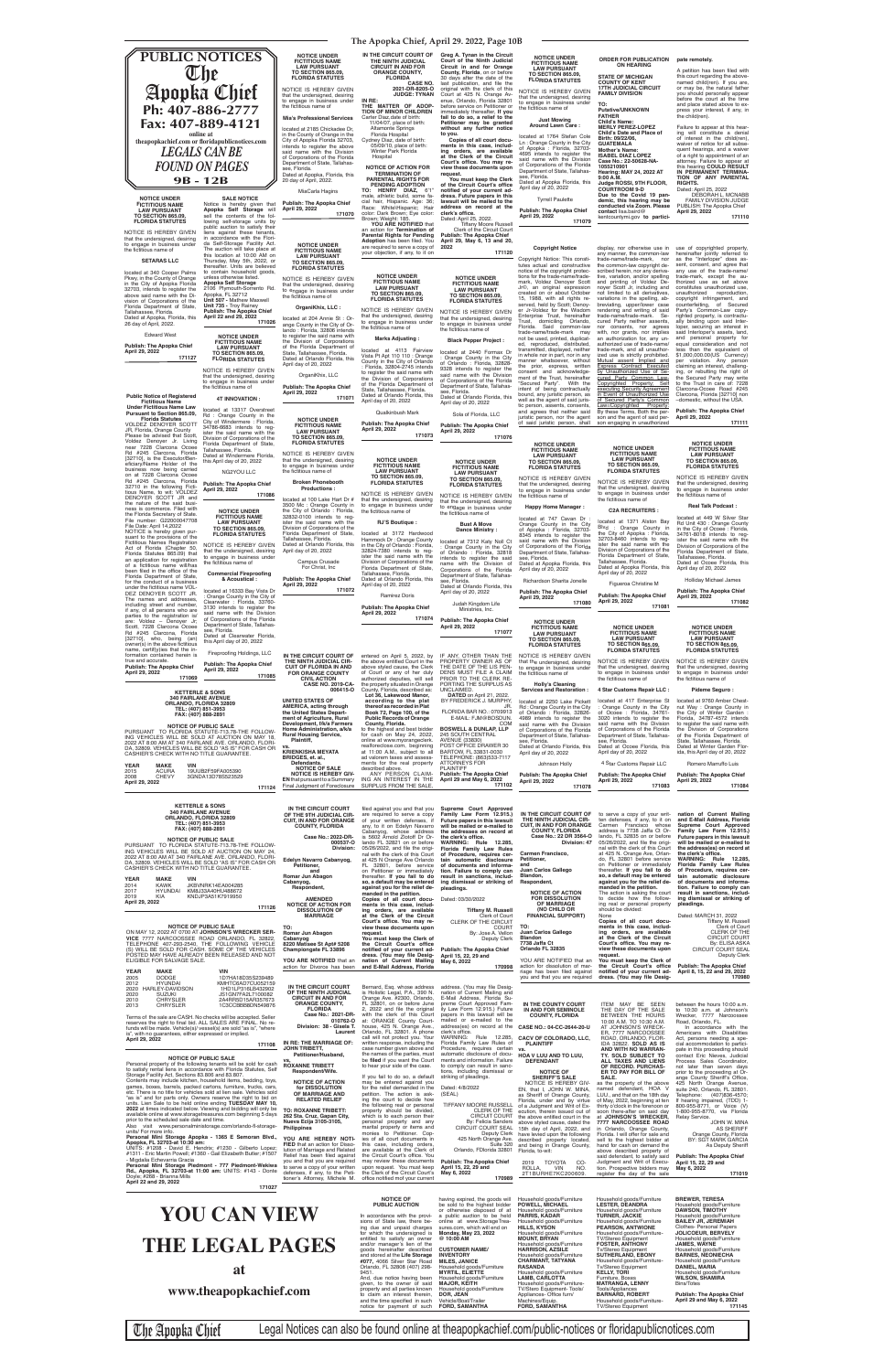# PUBLIC NOTICES

# The Apopka Chief

Ph: 407-886-2777
Fax: 407-889-4121

online at theapopkachief.com or floridapublicnotices.com

## LEGALS CAN BE FOUND ON PAGES 9B - 12B

### NOTICE UNDER FICTITIOUS NAME LAW PURSUANT TO SECTION 865.09, FLORIDA STATUTES

NOTICE IS HEREBY GIVEN that the undersigned, desiring to engage in business under the fictitious name of

**SETARAS LLC**

located at 340 Cooper Palms Pkwy, in the County of Orange in the City of Apopka Florida 32703, intends to register the above said name with the Division of Corporations of the Florida Department of State, Tallahassee, Florida.
Dated at Apopka, Florida, this 26 day of April, 2022.

Edward West

**Publish: The Apopka Chief April 29, 2022**
**171127**

### Public Notice of Registered Fictitious Name Under Fictitious Name Law Pursuant to Section 865.09, Florida Statutes

VOLDEZ DENOYER SCOTT JR, Florida, Orange County. Please be advised that Scott, Voldez Denoyer Jr., Living near 7228 Clarcona Ocoee Rd #245 Clarcona, Florida [32710], is the Executor/Beneficiary/Name Holder of the business now being carried on at 7228 Clarcona Ocoee Rd #245 Clarcona, Florida 32710 in the following fictitious Name, to wit: VOLDEZ DENOYER SCOTT JR and the nature of the said business is commerce. Filed with the Florida Secretary of State. File number: G22000047708 File Date: April 14,2022
NOTICE is hereby given pursuant to the provisions of the Fictitious Names Registration Act of Florida (Chapter 50, Florida Statutes 865.09) that an application for registration of a fictitious name will/has been filed in the office of the Florida Department of State, for the conduct of a business under the fictitious name VOLDEZ DENOYER SCOTT JR.
The names and addresses, including street and number, if any, of all persons who are parties to the registration or are: Voldez - Denoyer Jr: Scott, 7228 Clarcona Ocoee Rd #245 Clarcona, Florida [32710], who, being (an) owner(s) in the above fictitious name, certify(ies) that the information contained herein is true and accurate.

**Publish: The Apopka Chief April 29, 2022**
**171069**

### SALE NOTICE

Notice is hereby given that **Apopka Self Storage** will sell the contents of the following self-storage units by public auction to satisfy their liens against these tenants, in accordance with the Florida Self-Storage Facility Act. The auction will take place at this location at 10:00 AM on Thursday, May 5th, 2022, or thereafter. Units are believed to contain household goods, unless otherwise listed.
**Apopka Self Storage**
2105 Plymouth-Sorrento Rd. Apopka, FL 32712
**Unit 507** - Matthew Maxwell
**Unit 735** - Troy Rainey

**Publish: The Apopka Chief April 22 and 29, 2022**
**171026**

### NOTICE UNDER FICTITIOUS NAME LAW PURSUANT TO SECTION 865.09, FLORIDA STATUTES

NOTICE IS HEREBY GIVEN that the undersigned, desiring to engage in business under the fictitious name of

**4T INNOVATION :**

located at 13317 Overstreet Rd : Orange County in the City of Windermere : Florida, 34786-6683 intends to register the said name with the Division of Corporations of the Florida Department of State, Tallahassee, Florida.
Dated at Windermere Florida, this April day of 20, 2022

NG2YOU LLC

**Publish: The Apopka Chief April 29, 2022**
**171086**

### NOTICE UNDER FICTITIOUS NAME LAW PURSUANT TO SECTION 865.09, FLORIDA STATUTES

NOTICE IS HEREBY GIVEN that the undersigned, desiring to engage in business under the fictitious name of

**Commercial Fireproofing & Acoustical :**

located at 16333 Bay Vista Dr : Orange County in the City of Clearwater : Florida, 33760-3120 intends to register the said name with the Division of Corporations of the Florida Department of State, Tallahassee, Florida.
Dated at Clearwater Florida, this April day of 20, 2022

Fireproofing Holdings, LLC

**Publish: The Apopka Chief April 29, 2022**
**171085**

### NOTICE UNDER FICTITIOUS NAME LAW PURSUANT TO SECTION 865.09, FLORIDA STATUTES

NOTICE IS HEREBY GIVEN that the undersigned, desiring to engage in business under the fictitious name of

**Mia's Professional Services**

located at 2185 Chickadee Dr, in the County of Orange in the City of Apopka Florida 32703, intends to register the above said name with the Division of Corporations of the Florida Department of State, Tallahassee, Florida.
Dated at Apopka, Florida, this 20 day of April, 2022.

MiaCarla Hagins

**Publish: The Apopka Chief April 29, 2022**
**171070**

### NOTICE UNDER FICTITIOUS NAME LAW PURSUANT TO SECTION 865.09, FLORIDA STATUTES

NOTICE IS HEREBY GIVEN that the undersigned, desiring to engage in business under the fictitious name of

**OrganiKhis, LLC :**

located at 204 Anna St : Orange County in the City of Orlando : Florida, 32806 intends to register the said name with the Division of Corporations of the Florida Department of State, Tallahassee, Florida.
Dated at Orlando Florida, this April day of 20, 2022

OrganiKhis, LLC

**Publish: The Apopka Chief April 29, 2022**
**171071**

### NOTICE UNDER FICTITIOUS NAME LAW PURSUANT TO SECTION 865.09, FLORIDA STATUTES

NOTICE IS HEREBY GIVEN that the undersigned, desiring to engage in business under the fictitious name of

**Broken Phonebooth Productions :**

located at 100 Lake Hart Dr # 3500 Mc : Orange County in the City of Orlando : Florida, 32832-0100 intends to register the said name with the Division of Corporations of the Florida Department of State, Tallahassee, Florida.
Dated at Orlando Florida, this April day of 20, 2022

Campus Crusade For Christ, Inc

**Publish: The Apopka Chief April 29, 2022**
**171072**

### IN THE CIRCUIT COURT OF THE NINTH JUDICIAL CIRCUIT IN AND FOR ORANGE COUNTY, FLORIDA
**CASE NO. 2021-DR-8205-O**
**JUDGE: TYNAN**

**IN RE:**
**THE MATTER OF ADOPTION OF MINOR CHILDREN**
Carter Diaz date of birth: 11/04/07; place of birth: Altamonte Springs Florida Hospital
Cydney Diaz date of birth: 05/09/10; place of birth: Winter Park Florida Hospital

**NOTICE OF ACTION FOR TERMINATION OF PARENTAL RIGHTS FOR PENDING ADOPTION**
**TO: HENRY DIAZ**, 6'1" male, athletic build, some facial hair, Hispanic, Age: 36; Race: White/Hispanic; Hair color: Dark Brown; Eye color: Brown; Weight: 185;
**YOU ARE NOTIFIED** that an action for **Termination of Parental Rights for Pending Adoption** has been filed. You are required to serve a copy of your written defenses, if any, to it on

Greg A. Tynan in the Circuit Court of the Ninth Judicial Circuit in and for Orange County, Florida, on or before 30 days after the date of the last publication, and file the original with the clerk of this Court at 425 N. Orange Avenue, Orlando, Florida 32801 before service on Petitioner or immediately thereafter. **If you fail to do so, a default for the Petitioner may be granted without any further notice to you.**
**Copies of all court documents in this case, including orders, are available at the Clerk of the Circuit Court's office. You may review these documents upon request.**
**You must keep the Clerk of the Circuit Court's office notified of your current address. Future papers in this lawsuit will be mailed to the address on record at the clerk's office.**
Dated: April 25, 2022.
Tiffany Moore Russell
Clerk of the Circuit Court

**Publish: The Apopka Chief April 29, May 6, 13 and 20, 2022**
**171120**

### NOTICE UNDER FICTITIOUS NAME LAW PURSUANT TO SECTION 865.09, FLORIDA STATUTES

NOTICE IS HEREBY GIVEN that the undersigned, desiring to engage in business under the fictitious name of

**Marks Adjusting :**

located at 4113 Fairview Vista Pt Apt 110 110 : Orange County in the City of Orlando : Florida, 32804-2745 intends to register the said name with the Division of Corporations of the Florida Department of State, Tallahassee, Florida.
Dated at Orlando Florida, this April day of 20, 2022

Qualkinbush Mark

**Publish: The Apopka Chief April 29, 2022**
**171073**

### NOTICE UNDER FICTITIOUS NAME LAW PURSUANT TO SECTION 865.09, FLORIDA STATUTES

NOTICE IS HEREBY GIVEN that the undersigned, desiring to engage in business under the fictitious name of

**RJ'S Boutique :**

located at 3172 Hardwood Hammock Dr : Orange County in the City of Orlando : Florida, 32824-7266 intends to register the said name with the Division of Corporations of the Florida Department of State, Tallahassee, Florida.
Dated at Orlando Florida, this April day of 20, 2022

Ramirez Doris

**Publish: The Apopka Chief April 29, 2022**
**171074**

### NOTICE UNDER FICTITIOUS NAME LAW PURSUANT TO SECTION 865.09, FLORIDA STATUTES

NOTICE IS HEREBY GIVEN that the undersigned, desiring to engage in business under the fictitious name of

**Black Pepper Project :**

located at 2440 Formax Dr : Orange County in the City of Orlando : Florida, 32828-9328 intends to register the said name with the Division of Corporations of the Florida Department of State, Tallahassee, Florida.
Dated at Orlando Florida, this April day of 20, 2022

Sola of Florida, LLC

**Publish: The Apopka Chief April 29, 2022**
**171076**

### NOTICE UNDER FICTITIOUS NAME LAW PURSUANT TO SECTION 865.09, FLORIDA STATUTES

NOTICE IS HEREBY GIVEN that the undersigned, desiring to engage in business under the fictitious name of

**Bust A Move Dance Ministry :**

located at 7312 Key Noll Ct : Orange County in the City of Orlando : Florida, 32818 intends to register the said name with the Division of Corporations of the Florida Department of State, Tallahassee, Florida.
Dated at Orlando Florida, this April day of 20, 2022

Judah Kingdom Life Ministries, Inc.

**Publish: The Apopka Chief April 29, 2022**
**171077**

### NOTICE UNDER FICTITIOUS NAME LAW PURSUANT TO SECTION 865.09, FLORIDA STATUTES

NOTICE IS HEREBY GIVEN that the undersigned, desiring to engage in business under the fictitious name of

**Just Mowing Around Lawn Care :**

located at 1764 Stefan Cole Ln : Orange County in the City of Apopka : Florida, 32703-4688 intends to register the said name with the Division of Corporations of the Florida Department of State, Tallahassee, Florida.
Dated at Apopka Florida, this April day of 20, 2022

Tyrrell Paulette

**Publish: The Apopka Chief April 29, 2022**
**171079**

### Copyright Notice

Copyright Notice: This constitutes actual and constructive notice of the copyright protections for the trade-name/trademark, Voldez Denoyer Scott JR©, an original expression created on or about October 15, 1988, with all rights reserved, held by Scott; Denoyer Jr-Voldez for the Wisdom Enterprise Trust, hereinafter Trust, domiciling Orlando, Florida. Said common-law trade-name/trade-mark may not be used, printed, duplicated, reproduced, distributed, transmitted, displayed, neither in whole nor in part, nor in any manner whatsoever, without the prior, express, written consent and acknowledgement of the Trust, hereinafter "Secured Party". With the intent of being contractually bound, any juristic person, as well as the agent of said juristic person, consents, agrees, and agrees that neither said juristic person, nor the agent of said juristic person, shall display, nor otherwise use in any manner, the common-law trade-name/trade-mark, nor the common-law copyright described herein, nor any derivative, variation, and/or spelling and printing of Voldez Denoyer Scott Jr, including and not limited to all derivatives, variations in the spelling, abbreviating, upper/lower case rendering and writing of said trade-name/trade-mark. Secured Party neither assents, nor consents, nor agrees with, nor grants, nor implies an authorization for, any unauthorized use of trade-name/trade-mark, and all unauthorized use is strictly prohibited. Mutual assent implied and Express Contract Executed by Unauthorized Use of Secured Party's Common Law Copyrighted Property Self-executing Security Agreement in Event of Unauthorized Use of Secured Party's Common Law Copyrighted Property. By these Terms, Both the person and the agent of said person signaling in unauthorized use of copyrighted property, hereinafter jointly referred to as the "Interloper" does assent, consent, and agree that any use of the trade-name/trade-mark, except the authorized use as set above constitutes unauthorized use, unauthorized reproduction, copyright infringement, and counterfeiting of Secured Party's Common-Law copyrighted property, is contractually binding upon said Interloper and regarding any such unauthorized use, said Interloper agrees to pay Secured Party one million US dollars ($1,000,000.00USD. Currency) per violation. Any person claiming an interest, challenging, or rebutting the right of the Secured Party may write to the Trustee at C/O 7228 Clarcona-Ocoee Road #245 Clarcona, Florida [32710] non-domestic, without the USA.

**Publish: The Apopka Chief April 29, 2022**
**171111**

### ORDER FOR PUBLICATION ON HEARING

**STATE OF MICHIGAN COUNTY OF KENT 17TH JUDICIAL CIRCUIT FAMILY DIVISION**

**TO:**
**Putative/UNKNOWN FATHER**
**Child's Name:**
**MERLY PEREZ-LOPEZ**
**Child's Date and Place of Birth: 09/22/06, GUATEMALA**
**Mother's Name:**
**ISABEL DIAZ LOPEZ**
**Case No.: 22-50626-NA-10553108I**
**Hearing: MAY 24, 2022 AT 9:00 A.M.**
**Judge ROSSI, 9TH FLOOR, COURTROOM 9-D**
**Due to the Covid 19 pandemic, this hearing may be conducted via Zoom. Please contact** lisa.baird@kentcountymi.gov **to participate remotely.**

A petition has been filed with this court regarding the above-named child(ren). If you are, or may be, the natural father you should personally appear before the court at the time and place stated above to express your interest, if any, in the child(ren).

Failure to appear at this hearing will constitute a denial of interest in the child(ren), waiver of notice for all subsequent hearings, and a waiver of a right to appointment of an attorney. Failure to appear at this hearing **COULD RESULT IN PERMANENT TERMINATION OF ANY PARENTAL RIGHTS.**
Dated: April 25, 2022
DEBORAH L. MCNABB
FAMILY DIVISION JUDGE
PUBLISH: The Apopka Chief

**April 29, 2022**
**171110**

### NOTICE UNDER FICTITIOUS NAME LAW PURSUANT TO SECTION 865.09, FLORIDA STATUTES

NOTICE IS HEREBY GIVEN that the undersigned, desiring to engage in business under the fictitious name of

**Happy Home Manager :**

located at 747 Cavan Dr : Orange County in the City of Apopka : Florida, 32703-8345 intends to register the said name with the Division of Corporations of the Florida Department of State, Tallahassee, Florida.
Dated at Apopka Florida, this April day of 20, 2022

Richardson Sharita Jonelle

**Publish: The Apopka Chief April 29, 2022**
**171080**

### NOTICE UNDER FICTITIOUS NAME LAW PURSUANT TO SECTION 865.09, FLORIDA STATUTES

NOTICE IS HEREBY GIVEN that the undersigned, desiring to engage in business under the fictitious name of

**C2A RECRUITERS :**

located at 1371 Alston Bay Blvd : Orange County in the City of Apopka : Florida, 32703-8492 intends to register the said name with the Division of Corporations of the Florida Department of State, Tallahassee, Florida.
Dated at Apopka Florida, this April day of 20, 2022

Figuerola Christine M

**Publish: The Apopka Chief April 29, 2022**
**171081**

### NOTICE UNDER FICTITIOUS NAME LAW PURSUANT TO SECTION 865.09, FLORIDA STATUTES

NOTICE IS HEREBY GIVEN that the undersigned, desiring to engage in business under the fictitious name of

**Real Talk Podcast :**

located at 449 W Silver Star Rd Unit 430 : Orange County in the City of Ocoee : Florida, 34761-8018 intends to register the said name with the Division of Corporations of the Florida Department of State, Tallahassee, Florida.
Dated at Ocoee Florida, this April day of 20, 2022

Holliday Michael James

**Publish: The Apopka Chief April 29, 2022**
**171082**

### NOTICE UNDER FICTITIOUS NAME LAW PURSUANT TO SECTION 865.09, FLORIDA STATUTES

NOTICE IS HEREBY GIVEN that the undersigned, desiring to engage in business under the fictitious name of

**Holly's Cleaning Services and Restoration :**

located at 2250 Lake Pickett Rd : Orange County in the City of Orlando : Florida, 32826-4989 intends to register the said name with the Division of Corporations of the Florida Department of State, Tallahassee, Florida.
Dated at Orlando Florida, this April day of 20, 2022

Johnson Holly

**Publish: The Apopka Chief April 29, 2022**
**171078**

### NOTICE UNDER FICTITIOUS NAME LAW PURSUANT TO SECTION 865.09, FLORIDA STATUTES

NOTICE IS HEREBY GIVEN that the undersigned, desiring to engage in business under the fictitious name of

**4 Star Customs Repair LLC :**

located at 417 Enterprise St : Orange County in the City of Ocoee : Florida, 34761-3020 intends to register the said name with the Division of Corporations of the Florida Department of State, Tallahassee, Florida.
Dated at Ocoee Florida, this April day of 20, 2022

4 Star Customs Repair LLC

**Publish: The Apopka Chief April 29, 2022**
**171083**

### NOTICE UNDER FICTITIOUS NAME LAW PURSUANT TO SECTION 865.09, FLORIDA STATUTES

NOTICE IS HEREBY GIVEN that the undersigned, desiring to engage in business under the fictitious name of

**Pinkenz Seguros :**

located at 9760 Amber Chestnut Way : Orange County in the City of Winter Garden : Florida, 34787-4572 intends to register the said name with the Division of Corporations of the Florida Department of State, Tallahassee, Florida.
Dated at Winter Garden Florida, this April day of 20, 2022

Romero Marruffo Luis

**Publish: The Apopka Chief April 29, 2022**
**171084**

### KETTERLE & SONS
**340 FAIRLANE AVENUE ORLANDO, FLORIDA 32809**
**TEL: (407) 851-3953**
**FAX: (407) 888-2891**

### NOTICE OF PUBLIC SALE

PURSUANT TO FLORIDA STATUTE 713.78 THE FOLLOWING VEHICLES WILL BE SOLD AT AUCTION ON MAY 19, 2022 AT 8:00 AM AT 340 FAIRLANE AVE. ORLANDO, FLORIDA, 32809. VEHICLES WILL BE SOLD "AS IS" FOR CASH OR CASHIER'S CHECK WITH NO TITLE GUARANTEE.

| YEAR | MAKE | VIN |
|---|---|---|
| 2015 | ACURA | 19UUB2F59FA005390 |
| 2008 | CHEVY | 3GNDA13D78S523529 |

**April 29, 2022**
**171124**

### IN THE CIRCUIT COURT OF THE NINTH JUDICIAL CIRCUIT OF FLORIDA IN AND FOR ORANGE COUNTY CIVIL ACTION
**CASE NO. 2019-CA-008415-O**

**UNITED STATES OF AMERICA, acting through the United States Department of Agriculture, Rural Development, f/k/a Farmers Home Administration, a/k/a Rural Housing Service,**
**Plaintiff,**
**vs.**
**KRIENKISHA MEYATA BRIDGES, et. al.,**
**Defendants.**

**NOTICE OF SALE**
**NOTICE IS HEREBY GIVEN** that pursuant to a Summary Final Judgment of Foreclosure entered on April 5, 2022, by the above entitled Court in the above styled case, the Clerk of Court or any of her duly authorized deputies, will sell the property situated in Orange County, Florida, described as:
**Lot 36, Lakewood Manor, according to the plat thereof as recorded in Plat Book 72, Page 100, of the Public Records of Orange County, Florida.**
to the highest and best bidder for cash on May 24, 2022, online at www.myorangeclerk.realforeclose.com, beginning at 11:00 A.M., subject to all ad valorem taxes and assessments for the real property described above.
ANY PERSON CLAIMING AN INTEREST IN THE SURPLUS FROM THE SALE, IF ANY, OTHER THAN THE PROPERTY OWNER AS OF THE DATE OF THE LIS PENDENS MUST FILE A CLAIM PRIOR TO THE CLERK REPORTING THE SURPLUS AS UNCLAIMED.
**DATED** on April 21, 2022.
BY: FREDERICK J. MURPHY, JR.
FLORIDA BAR NO.: 0709913
E-MAIL: FJM@BOSDUN.COM
**BOSWELL & DUNLAP, LLP**
245 SOUTH CENTRAL AVENUE (33830)
POST OFFICE DRAWER 30
BARTOW, FL 33831-0030
TELEPHONE: (863)533-7117
ATTORNEYS FOR PLAINTIFF

**Publish: The Apopka Chief April 29 and May 6, 2022**
**171102**

### KETTERLE & SONS
**340 FAIRLANE AVENUE ORLANDO, FLORIDA 32809**
**TEL: (407) 851-3953**
**FAX: (407) 888-2891**

### NOTICE OF PUBLIC SALE

PURSUANT TO FLORIDA STATUTE 713.78 THE FOLLOWING VEHICLES WILL BE SOLD AT AUCTION ON MAY 24, 2022 AT 8:00 AM AT 340 FAIRLANE AVE. ORLANDO, FLORIDA, 32809. VEHICLES WILL BE SOLD "AS IS" FOR CASH OR CASHIER'S CHECK WITH NO TITLE GUARANTEE.

| YEAR | MAKE | VIN |
|---|---|---|
| 2014 | KAWK | JKBVNRK14EA004285 |
| 2017 | HYUNDAI | KM8J33A40HU488672 |
| 2019 | KIA | KNDJP3A51K7919950 |

**April 29, 2022**
**171126**

### NOTICE OF PUBLIC SALE

ON MAY 12, 2022 AT 0700 AT **JOHNSON'S WRECKER SERVICE** 7777 NARCOOSSEE ROAD ORLANDO, FL 32822, TELEPHONE 407-293-2540, THE FOLLOWING VEHICLE (S) WILL BE SOLD FOR CASH. SOME OF THE VEHICLES POSTED MAY HAVE ALREADY BEEN RELEASED AND NOT ELIGIBLE FOR SALVAGE SALE.

| YEAR | MAKE | VIN |
|---|---|---|
| 2005 | DODGE | 1D7HA18D35S239489 |
| 2012 | HYUNDAI | KMHTC6AD7CU052139 |
| 2020 | HARLEY-DAVIDSON | 1HD1LP316LB432902 |
| 2020 | SUZUKI | JS1GN7FA2L7100082 |
| 2010 | CHRYSLER | 2A4RR5D15AR357673 |
| 2013 | CHRYSLER | 1C3CCBBB6DN549878 |

Terms of the sale are CASH. No checks will be accepted. Seller reserves the right to final bid. ALL SALES ARE FINAL. No refunds will be made. Vehicle(s)/ vessel(s) are sold "as is", "where is", with no guarantees, either expressed or implied.
**April 29, 2022**
**171108**

### NOTICE OF PUBLIC SALE

Personal property of the following tenants will be sold for cash to satisfy rental liens in accordance with Florida Statutes, Self Storage Facility Act, Sections 83.806 and 83.807.
Contents may include kitchen, household items, bedding, toys, games, boxes, barrels, packed cartons, furniture, trucks, cars, etc. There is no title for vehicles sold at lien sale. Vehicles sold "as is" and for parts only. Owners reserve the right to bid on units. Lien Sale to be held online ending **TUESDAY MAY 10, 2022** at times indicated below. Viewing and bidding will only be available online at www.storagetreasures.com beginning 5 days prior to the scheduled sale date and time.
Also visit www.personalministorage.com/orlando-fl-storage-units/ For more info.
**Personal Mini Storage Apopka - 1365 E Semoran Blvd., Apopka, FL 32703-at 10:30 am:**
UNITS: #1208 - David E. Hendrix; #1230 - Gilberto Lopez; #1311 - Eric Martin Powell; #1360 - Gail Elizabeth Butler; #1507 - Migdalia Echevarria Gracia
**Personal Mini Storage Piedmont - 777 Piedmont-Wekiwa Rd., Apopka, FL 32703-at 11:00 am:** UNITS: #143 - Dorrie Dunn; #268 - Brianna Mills
**April 22 and 29, 2022**
**171027**

### IN THE CIRCUIT COURT OF THE 9TH JUDICIAL CIRCUIT, IN AND FOR ORANGE COUNTY, FLORIDA

**Case No.: 2022-DR-005537-O**
**Division:**

**Edelyn Navarro Cabanyog,**
**Petitioner,**
**and**
**Romar Jun Abagon Cabanyog,**
**Respondent,**

**AMENDED NOTICE OF ACTION FOR DISSOLUTION OF MARRIAGE**

**TO:**
**Romar Jun Abagon Cabanyog**
**8220 Mallsee St Apt# 5208 Champange FL 33896**

**YOU ARE NOTIFIED** that an action for Divorce has been filed against you and that you are required to serve a copy of your written defenses, if any, to it on Edelyn Navarro Cabanyog, whose address is 5602 Armel Drive Orlando FL 32801 on or before 05/26/2022, and file the original with the clerk of this Court at 425 N Orange Ave Orlando FL 32801 before service on Petitioner or immediately thereafter. **If you fail to do so, a default may be entered against you for the relief demanded in the petition.**
**Copies of all court documents in this case, including orders, are available at the Clerk of the Circuit Court's office. You may review these documents upon request.**
**You must keep the Clerk of the Circuit Court's office notified of your current address. (You may file Designation of Current Mailing and E-Mail Address, Florida Supreme Court Approved Family Law Form 12.915.) Future papers in this lawsuit will be mailed or e-mailed to the addresses on record at the clerk's office.**
**WARNING: Rule 12.285, Florida Family Law Rules of Procedure, requires certain automatic disclosure of documents and information. Failure to comply can result in sanctions, including dismissal or striking of pleadings.**

Dated: 03/30/2022

**Tiffany M. Russell**
Clerk of Court
CLERK OF THE CIRCUIT COURT
By: Jose A. Vellon
Deputy Clerk

**Publish: The Apopka Chief April 15, 22, 29 and May 6, 2022**
**170998**

### IN THE CIRCUIT COURT OF THE NINTH JUDICIAL CIRCUIT IN AND FOR ORANGE COUNTY, FLORIDA

**Case No.: 2021-DR-010762-O**
**Division: 38 - Gisela T. Laurent**

**IN RE: THE MARRIAGE OF: JOHN TRIBETT,**
**Petitioner/Husband,**
**vs.**
**ROXANNE TRIBETT**
**Respondent/Wife.**

**NOTICE OF ACTION FOR DISSOLUTION OF MARRIAGE AND RELATED RELIEF**

**TO: ROXANNE TRIBETT: 262 Sta. Cruz, Gapan City, Nueva Ecija 3105-3105, Philippines**

**YOU ARE NOTIFIED** that an action for Dissolution of Marriage and Related Relief has been filed against you and that you are required to serve a copy of your written defenses, if any, to the Petitioner's Attorney, Michele M. Bernard, Esq. whose address is Nichelle Legal, P.A., 390 N. Orange Ave. #2300, Orlando, FL 32801, on or before June 2, 2022 and file the original with the clerk of this Court at: ORANGE County Courthouse, 425 N. Orange Ave., Orlando, FL 32801. A phone call will not protect you. Your written response, including the case number given above and the names of the parties, must be filed if you want the Court to hear your side of the case.
If you fail to do so, a default may be entered against you for the relief demanded in the petition. The action is asking the court to decide how the following real or personal property should be divided, which is to such person their personal property and any real property they own, debts and/or monies to Petitioner. Copies of all court documents in this case, including orders, are available at the Clerk of the Circuit Court's office. You may review these documents upon request. You must keep the Clerk of the Circuit Court's office notified of your current address. (You may file Designation of Current Mailing and E-Mail Address, Florida Supreme Court Approved Family Law Form 12.915.) Future papers in this lawsuit will be mailed or e-mailed to the address(es) on record at the clerk's office.
WARNING: Rule 12.285, Florida Family Law Rules of Procedure, requires certain automatic disclosure of documents and information. Failure to comply can result in sanctions, including dismissal or striking of pleadings.
Dated: 4/8/2022
(SEAL)

TIFFANY MOORE RUSSELL
CLERK OF THE CIRCUIT COURT
By: Felicia Sanders
CIRCUIT COURT SEAL
Deputy Clerk
425 North Orange Ave.
Suite 320
Orlando, Florida 32801

**Publish: The Apopka Chief April 15, 22, 29 and May 6, 2022**
**170989**

### IN THE CIRCUIT COURT OF THE NINTH JUDICIAL CIRCUIT, IN AND FOR ORANGE COUNTY, FLORIDA
**Case No.: 22 DR 3564-O**
**Division: 47**

**Carmen Francisco,**
**Petitioner,**
**and**
**Juan Carlos Gallego Blandon,**
**Respondent.**

**NOTICE OF ACTION FOR DISSOLUTION OF MARRIAGE (NO CHILD OR FINANCIAL SUPPORT)**

**TO:**
**Juan Carlos Gallego Blandon**
**7738 Jaffa Ct**
**Orlando FL 32835**

YOU ARE NOTIFIED that an action for dissolution of marriage has been filed against you and that you are required to serve a copy of your written defenses, if any, to it on Carmen Francisco, whose address is 7738 Jaffa Ct Orlando, FL 32835 on or before 05/26/2022, and file the original with the clerk of this Court at 425 N. Orange Ave, Orlando, FL 32801 before service on Petitioner or immediately thereafter. **If you fail to do so, a default may be entered against you for the relief demanded in the petition.**
The action is asking the court to decide how the following real or personal property should be divided:
None
**Copies of all court documents in this case, including orders, are available at the Clerk of the Circuit Court's office. You may review these documents upon request.**
**You must keep the Clerk of the Circuit Court's office notified of your current address. (You may file Designation of Current Mailing and E-Mail Address, Florida Supreme Court Approved Family Law Form 12.915.) Future papers in this lawsuit will be mailed or e-mailed to the address(es) on record at the clerk's office.**
**WARNING: Rule 12.285, Florida Family Law Rules of Procedure, requires certain automatic disclosure of documents and information. Failure to comply can result in sanctions, including dismissal or striking of pleadings.**

Dated: MARCH 31, 2022
Tiffany M. Russell
Clerk of Court
CLERK OF THE CIRCUIT COURT
By: ELISA ASKA
CIRCUIT COURT SEAL
Deputy Clerk

**Publish: The Apopka Chief April 8, 15, 22 and 29, 2022**
**170980**

### IN THE COUNTY COURT IN AND FOR SEMINOLE COUNTY, FLORIDA

**CASE NO.: 04-CC-2644-20-U**

**CACV OF COLORADO, LLC, PLAINTIFF**
**vs.**
**HOA V LUU AND TO LUU, DEFENDANT**

**NOTICE OF SHERIFF'S SALE**

NOTICE IS HEREBY GIVEN, that I, JOHN W. MINA, as Sheriff of Orange County, Florida, under and by virtue of a Judgment and Writ of Execution, therein issued out of the above entitled court in the above styled cause, dated the 15th day of April, 2022, and have levied upon the following described property located, and being in Orange County, Florida, to-wit:

2019 TOYOTA COROLLA, VIN NO. 2T1BURHE7KC200609.

ITEM MAY BE SEEN THE DAY OF THE SALE BETWEEN THE HOURS 10:00 A.M. TO 10:30 A.M. AT JOHNSON'S WRECKER, 7777 NARCOOSSEE ROAD, ORLANDO, FLORIDA 32822. **SOLD AS IS AND WITH NO WARRANTY. SOLD SUBJECT TO ALL TAXES AND LIENS OF RECORD. PURCHASER TO PAY FOR BILL OF SALE.**
as the property of the above named defendant, HOA V LUU, and that on the 19th day of May, 2022, beginning at ten thirty o'clock in the forenoon or soon there-after on said day at **JOHNSON'S WRECKER, 7777 NARCOOSSEE ROAD**, in Orlando, Orange County, Florida, I will offer for sale and sell to the highest bidder at hand for cash on demand the above described property of said defendant, to satisfy said Judgment and Writ of Execution. Prospective bidders may register the day of the sale between the hours 10:00 a.m. to 10:30 a.m. at Johnson's Wrecker, 7777 Narcoossee Road, Orlando, FL.
In accordance with the Americans with Disabilities Act, persons needing a special accommodation to participate in this proceeding should contact Eric Nieves, Judicial Process Sales Coordinator, not later than seven days prior to the proceeding at Orange County Sheriff's Office, 425 North Orange Avenue, suite 240, Orlando, FL 32801. Telephone: (407)836-4570; If hearing impaired, (TDD) 1-800-955-8771, or Voice (V) 1-800-955-8770, via Florida Relay Service.

JOHN W. MINA
AS SHERIFF
Orange County, Florida
BY: SGT MARK GARCIA
As Deputy Sheriff

**Publish: The Apopka Chief April 15, 22, 29 and May 6, 2022**
**171019**

# YOU CAN VIEW THE LEGAL PAGES

at

**www.theapopkachief.com**

### NOTICE OF PUBLIC AUCTION

In accordance with the provisions of State law, there being due and unpaid charges for which the undersigned is entitled to satisfy an owner and/or manager's lien of the goods hereinafter described and stored at the **Life Storage #077**, 4008 Silver Star Road Orlando, FL 32808 (407) 298-9451
And, due notice having been given, to the owner of said property and all parties known to claim an interest therein, and the time specified in such notice for payment of such having expired, the goods will be sold to the highest bidder or otherwise disposed of at a public auction to be held online at www.StorageTreasures.com, which will end on **Monday, May 23, 2022 @ 10:00 AM**

**CUSTOMER NAME/ INVENTORY**
**MILES, JANICE**
Household goods/Furniture
**MYRTIL, ELIETTE**
Household goods/Furniture
**MAJOR, KEITH**
Household goods/Furniture
**DOR, JEAN**
Vehicle/Boat/Trailer
**FORD, SAMANTHA**
Household goods/Furniture
**POWELL, MICHAEL**
Household goods/Furniture
**PARRIS, KADAR**
Household goods/Furniture
**HILLS, KYSON**
Household goods/Furniture
**MOUNT, BRYAN**
Household goods/Furniture
**HARRISON, AZSILE**
Household goods/Furniture
**CHARMANT, TATYANA RASANDA**
Household goods/Furniture
**LAMB, CARLOTTA**
Household goods/Furniture-TV/Stereo Equipment-Tools/Appliances- Office furn/ Machines/Equip.
**FORD, SAMANTHA**
Household goods/Furniture
**LESTER, DEANDRA**
Household goods/Furniture
**TURNER, JACKIE**
Household goods/Furniture
**PEARSON, ANTWIONE**
Household goods/Furniture-TV/Stereo Equipment
**FOSTER, ANTHONY**
TV/Stereo Equipment
**SUTHERLAND, EBONY**
Household goods/Furniture-TV/Stereo Equipment
**KELLY, TORI**
Furniture, Boxes
**MATRANGA, LENNY**
Tools/Appliances
**BARNARD, ROBERT**
Household goods/Furniture-TV/Stereo Equipment
**BREWER, TERESA**
Household goods/Furniture
**BUCKHANON, TIMOTHY**
Household goods/Furniture
**BAILEY JR, JEREMIAH**
Clothes- Personal Papers
**JOLICOEUR, BEVERLY**
Household goods/Furniture
**JAMES, WAYNE**
Household goods/Furniture
**DAVIS, BRIANNA**
Household goods/Furniture
**DANIEL, MARIA**
Household goods/Furniture
**WILSON, SHAMIRA**
Bins/Totes

**Publish: The Apopka Chief April 29 and May 6, 2022**
**171145**

The Apopka Chief — Legal Notices can also be found online at theapopkachief.com/public-notices or floridapublicnotices.com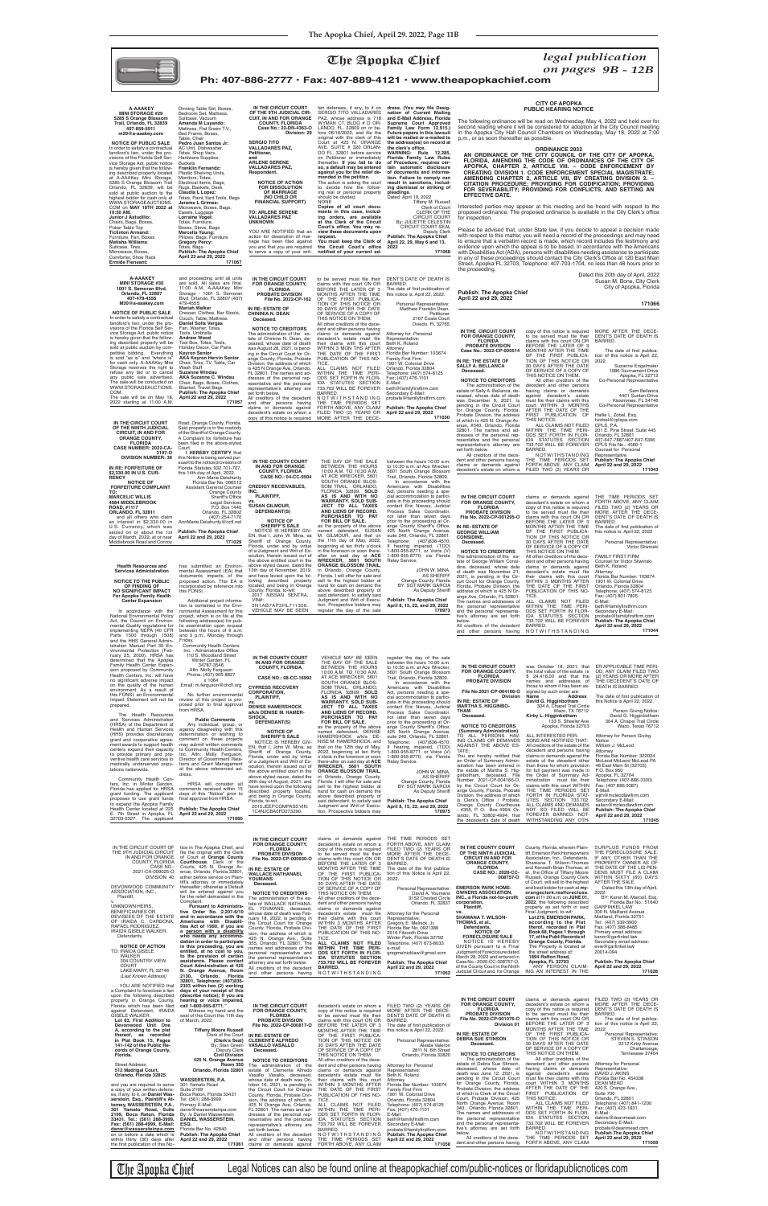**A-AAAKEY MINI STORAGE #29**
**5285 S Orange Blossom Trail, Orlando, FL 32839**
**407-859-5911**
**m29@a-aakey.com**

**NOTICE OF PUBLIC SALE**
In order to satisfy a contractual landlord's lien, under the provisions of the Florida Self Service Storage Act, public notice is hereby given that the following described property located at A-AAAKey Mini Storage, 5285 S Orange Blossom Trail Orlando, FL 32839, will be sold at public auction to the highest bidder for cash only at WWW.STORAGEAUCTIONS.COM on MAY 18TH 2022 at 10:30 AM.

**Junior J Astudillo:** Chairs, Bags, Boxes, Poker Table Top
**Rafidan Armand:** Furniture, Fan, Boxes
**Mallaha Williams:** Suitcase, Tires, Microwave, Boxes, Comforter, Shoe Rack
**Ermide Florenent:** Dinning Table Set, Boxes, Bedroom Set, Mattress, Suitcase, Vacuum
**Amanda M Luyando:** Mattress, Flat Seen T.V., Bed Frame, Boxes, Table, Chair
**Pedro Juan Santos Jr:** AC Unit, Dishwasher, Totes, Shop Vacs, Hardware Supplies, Buckets
**Franklin Fernandz:** Plastic Shelving Units, Monitors, Totes, Electrical Items, Bags, Rugs, Baskets, Desk
**Claudia L Lopez:** Totes, Four Yard Tool, Bags
**Jerome L Grimes:** Microwave, Boxes, Bags, Easels, Luggage
**Lorraine Vogel:** Totes, Furniture, Boxes, Stove, Bags
**Marcella Young:** Pillows, Bags, Furniture
**Gregory Perry:** Totes, Bags

**Publish: The Apopka Chief**
**April 22 and 29, 2022**
**171067**

---

**A-AAAKEY MINI STORAGE #30**
**1001 S. Semoran Blvd, Orlando, FL 32807**
**407-479-4555**
**M30@a-aakey.com**

**NOTICE OF PUBLIC SALE**
In order to satisfy a contractual landlord's lien, under the provisions of the Florida Self Service Storage Act, public notice is hereby given that the following described property will be sold at public auction by competitive bidding. Everything is sold "as is" and "where is" for cash only. A-AAAKey Mini Storage reserves the right to refuse any bid or to cancel any public sale advertised. The sale will be conducted on WWW.STORAGEAUCTIONS.COM.

The sale will be on May 18, 2022 starting at 11:00 A.M. and proceeding until all units are sold. All sales are final. 11:00 A.M. A-AAAKey Mini Storage - 1001 S. Semoran Blvd, Orlando, FL 32807 (407) 479-4555.

**Mariah Walker**
Dresser, Clothes, Bar Stools, Couch, Table, Mattress
**Daniel Solis Vargas**
Fan, Washer, Totes, Tools, Umbrella
**Andrew Wood**
Tool Box, Totes, Tools, Holiday Decor, Car Parts
**Keyron Senior**
**AKA Keyron Herwin Senior**
Chair, Tires, TV, Table, Car Wash Stuff
**Suzanne Windau**
**AKA Suzanne C. Windau**
Toys, Boxes, Bags, Clothes, Blanket, Travel Bags

**Publish: The Apopka Chief**
**April 22 and 29, 2022**
**171057**

---

**IN THE CIRCUIT COURT OF THE NINTH JUDICIAL CIRCUIT, IN AND FOR ORANGE COUNTY, FLORIDA**
**CASE NUMBER: 2022-CA-3197-O**
**DIVISION NUMBER: 36**

**IN RE: FORFEITURE OF $2,330.00 IN U.S. CURRENCY**

**NOTICE OF FORFEITURE COMPLAINT**

TO:
**MARCELIC WILLIS**
**4584 MIDDLEBROOK ROAD, #1117**
**ORLANDO, FL 32811**

and all others who claim an interest in $2,330.00 in U.S. Currency, which was seized on or about the 1st day of March, 2022, at or near Middlebrook Road and Conroy Road, Orange County, Florida. Said property is in the custody of the Sheriff of Orange County. A Complaint for forfeiture has been filed in the above-styled Court.

**I HEREBY CERTIFY** that this Notice is being served pursuant to the notice provisions of Florida Statutes 932.701-707, this 14th day of April, 2022.

Ann-Marie Delahunty
Florida Bar No. 006513
Assistant General Counsel
Orange County
Sheriff's Office
Legal Services
P.O. Box 1440
Orlando, FL 32802
(407) 254-7170
AnnMarie.Delahunty@ocfl.net

**Publish: The Apopka Chief**
**April 22 and 29, 2022**
**171029**

---

**Health Resources and Services Administration**

**NOTICE TO THE PUBLIC OF FINDING OF NO SIGNIFICANT IMPACT For Apopka Family Health Center Expansion**

In accordance with the National Environmental Policy Act, the Council on Environmental Quality regulations for implementing NEPA (40 CFR Parts 1500 through 1508) and the HHS General Administration Manual Part 30 Environmental Protection (February 25, 2000), HRSA has determined that the Apopka Family Health Center Expansion proposed by Community Health Centers, Inc. will have no significant adverse impact on the quality of the human environment. As a result of this FONSI, an Environmental Impact Statement will not be prepared.

The Health Resources and Services Administration (HRSA) of the Department of Health and Human Services (HHS) provides discretionary grant and cooperative agreement awards to support health centers expand their capacity to provide primary and preventive health care services to medically underserved populations nationwide.

Community Health Centers, Inc. in Winter Garden, Florida has applied for HRSA grant funding. The applicant proposes to use grant funds to expand the Apopka Family Health Center located at 225 E. 7th Street in Apopka, FL 32703-5327. The applicant has submitted an Environmental Assessment (EA) that documents impacts of the proposed action. This EA is incorporated by reference into this FONSI.

Additional project information is contained in the Environmental Assessment for this project, which is on file at the following address(es) for public examination upon request between the hours of 9 a.m. and 3 p.m., Monday through Friday.

Community Health Centers Inc. - Administrative Office
110 S. Woodland Street
Winter Garden, FL
34787-3546
Attn: Molly Ferguson
Phone: (407) 905-8827
x 1064
Email: m.ferguson@chcfl.org

No further environmental review of this project is proposed prior to final approval from HRSA.

**Public Comments**
Any individual, group, or agency disagreeing with this determination or wishing to comment on these projects may submit written comments to Community Health Centers, Inc. Attn: Molly Ferguson, Director of Government Relations and Grant Management at the above referenced address.

HRSA will consider all comments received within 15 days of this "Notice" prior to final approval from HRSA.

**Publish: The Apopka Chief**
**April 29, 2022**
**171060**

---

**IN THE CIRCUIT COURT OF THE 9TH JUDICIAL CIRCUIT, IN AND FOR ORANGE COUNTY, FLORIDA**
**Case No.: 22-DR-4363-O**
**Division: 29**

**SERGIO TITO VALLADARES PAZ, Petitioner,**
and
**ARLENE SERENE VALLADARES PAZ, Respondent,**

**NOTICE OF ACTION FOR DISSOLUTION OF MARRIAGE (NO CHILD OR FINANCIAL SUPPORT)**

**TO: ARLENE SERENE VALLADARES PAZ**
**UNKNOWN**

YOU ARE NOTIFIED that an action for dissolution of marriage has been filed against you and that you are required to serve a copy of your written defenses, if any, to it on SERGIO TITO VALLADARES PAZ, whose address is 718 WYMAN CT BLDG # D ORLANDO, FL 32809 on or before 06/16/2022, and file the original with the clerk of this Court at 425 N. ORANGE AVE. SUITE # 320 ORLANDO FL. 32801 before service on Petitioner or immediately thereafter. **If you fail to do so, a default may be entered against you for the relief demanded in the petition.**

The action is asking the court to decide how the following real or personal property should be divided:
NONE

**Copies of all court documents in this case, including orders, are available at the Clerk of the Circuit Court's office. You may review these documents upon request.**

**You must keep the Clerk of the Circuit Court's office notified of your current address. (You may file Designation of Current Mailing and E-Mail Address, Florida Supreme Court Approved Family Law Form 12.915.) Future papers in this lawsuit will be mailed or e-mailed to the address(es) on record at the clerk's office.**

**WARNING: Rule 12.285, Florida Family Law Rules of Procedure, requires certain automatic disclosure of documents and information. Failure to comply can result in sanctions, including dismissal or striking of pleadings.**

Dated: April 19, 2022

Tiffany M. Russell
Clerk of Court
CLERK OF THE
CIRCUIT COURT
By: JULIETTE CELESTIN
CIRCUIT COURT SEAL
Deputy Clerk

**Publish: The Apopka Chief**
**April 22, 29, May 6 and 13, 2022**
**171068**

---

**IN THE CIRCUIT COURT FOR ORANGE COUNTY, FLORIDA PROBATE DIVISION**
**File No. 2022-CP-162**

**IN RE: ESTATE OF CHINENA N. DEAN**
**Deceased.**

**NOTICE TO CREDITORS**
The administration of the estate of Chinena N. Dean, deceased, whose date of death was August 28, 2021, is pending in the Circuit Court for Orange County, Florida, Probate Division, the address of which is 425 N Orange Ave, Orlando, FL 32801. The names and addresses of the personal representative and the personal representative's attorney are set forth below.

All creditors of the decedent and other persons having claims or demands against decedent's estate on whom a copy of this notice is required to be served must file their claims with this court ON OR BEFORE THE LATER OF 3 MONTHS AFTER THE TIME OF THE FIRST PUBLICATION OF THIS NOTICE OR 30 DAYS AFTER THE DATE OF SERVICE OF A COPY OF THIS NOTICE ON THEM.

All other creditors of the decedent and other persons having claims or demands against decedent's estate must file their claims with this court WITHIN 3 MONTHS AFTER THE DATE OF THE FIRST PUBLICATION OF THIS NOTICE.

ALL CLAIMS NOT FILED WITHIN THE TIME PERIODS SET FORTH IN FLORIDA STATUTES SECTION 733.702 WILL BE FOREVER BARRED.

NOTWITHSTANDING THE TIME PERIODS SET FORTH ABOVE, ANY CLAIM FILED TWO (2) YEARS OR MORE AFTER THE DECEDENT'S DATE OF DEATH IS BARRED.

The date of first publication of this notice is: April 22, 2022.

Personal Representative:
Matthew Franklin Dean,
Petitioner
2167 Esala Court
Oviedo, FL 32765

Attorney for Personal Representative:
George C. Mitchell, Jr.
Attorney
Florida Bar Number: 103674
Family First Firm
1901 W. Colonial Drive
Orlando, Florida 32804
Telephone: (407) 574-8125
Fax: (407) 476-1101
E-Mail:
beth@familyfirstfirm.com
Secondary E-Mail:
probate@familyfirstfirm.com

**Publish: The Apopka Chief**
**April 22 and 29, 2022**
**171030**

---

**IN THE COUNTY COURT IN AND FOR ORANGE COUNTY, FLORIDA**
**CASE NO.: 04-CC-9504**

**CREDIGY RECEIVABLES, INC,**
**PLAINTIFF,**
vs.
**SUSAN GILMOUR, DEFENDANT(S)**

**NOTICE OF SHERIFF'S SALE**
NOTICE IS HEREBY GIVEN that I, John W. Mina, as Sheriff of Orange County, Florida, under and by virtue of a Judgment and Writ of Execution, therein issued out of the above entitled court in the above styled cause, dated the 13th day of November, 2019, and have levied upon the following described property located, and being in Orange County, Florida, to-wit:
2017 NISSAN SENTRA
VIN#:
3N1AB7AP3HL711356
VEHICLE MAY BE SEEN THE DAY OF THE SALE BETWEEN THE HOURS 10:00 A.M. TO 10:30 A.M. AT ACE WRECKER, 5601 SOUTH ORANGE BLOSSOM TRAIL, ORLANDO, FLORIDA 32809. **SOLD AS IS AND WITH NO WARRANTY. SOLD SUBJECT TO ALL TAXES AND LIENS OF RECORD. PURCHASER TO PAY FOR BILL OF SALE.**

as the property of the above named defendant, SUSAN M. GILMOUR, and that on the 11th day of May, 2022, beginning at ten thirty o'clock in the forenoon or soon there-after on said day at **ACE WRECKER, 5601 SOUTH ORANGE BLOSSOM TRAIL**, in Orlando, Orange County, Florida. I will offer for sale and sell to the highest bidder at hand for cash on demand the above described property of said defendant, to satisfy said Judgment and Writ of Execution. Prospective bidders may register the day of the sale between the hours 10:00 a.m. to 10:30 a.m. at Ace Wrecker, 5601 South Orange Blossom Trail, Orlando, Florida 32809.

In accordance with the Americans with Disabilities Act, persons needing a special accommodation to participate in this proceeding should contact Eric Nieves, Judicial Process Sales Coordinator, not later than seven days prior to the proceeding at Orange County Sheriff's Office, 425 North Orange Avenue, suite 240, Orlando, FL 32801. Telephone: (407)836-4570; If hearing impaired, (TDD) 1-800-955-8771, or Voice (V) 1-800-955-8770, via Florida Relay Service.

JOHN W. MINA,
AS SHERIFF
Orange County, Florida
BY: SGT MARK GARCIA
As Deputy Sheriff

**Publish: The Apopka Chief**
**April 8, 15, 22, and 29, 2022**
**170973**

---

**IN THE COUNTY COURT IN AND FOR ORANGE COUNTY, FLORIDA**
**CASE NO.: 08-CC-16992**

**CYPRESS RECOVERY CORPORATION,**
**PLAINTIFF,**
vs.
**DENISE HAMERSHOCK a/k/a DENISE M. HAMERSHOCK,**
**DEFENDANT(S)**

**NOTICE OF SHERIFF'S SALE**
NOTICE IS HEREBY GIVEN that I, John W. Mina, as Sheriff of Orange County, Florida, under and by virtue of a Judgment and Writ of Execution, therein issued out of the above entitled court in the above styled cause, dated the 26th day of August, 2021, and have levied upon the following described property located, and being in Orange County, Florida, to-wit:
2015 JEEP COMPASS VIN: 1C4NJCBA0FD273290.
VEHICLE MAY BE SEEN THE DAY OF THE SALE BETWEEN THE HOURS 10:00 A.M. TO 10:30 A.M. AT ACE WRECKER, 5601 SOUTH ORANGE BLOSSOM TRAIL, ORLANDO, FLORIDA 32809. **SOLD AS IS AND WITH NO WARRANTY. SOLD SUBJECT TO ALL TAXES AND LIENS OF RECORD. PURCHASER TO PAY FOR BILL OF SALE.**

as the property of the above named defendant, DENISE HAMERSHOCK a/k/a DENISE M. HAMERSHOCK, and that on the 12th day of May, 2022, beginning at ten thirty o'clock in the forenoon or soon there-after on said day at **ACE WRECKER, 5601 SOUTH ORANGE BLOSSOM TRAIL**, in Orlando, Orange County, Florida, I will offer for sale and sell to the highest bidder at hand for cash on demand the above described property of said defendant, to satisfy said Judgment and Writ of Execution. Prospective bidders may register the day of the sale between the hours 10:00 a.m. to 10:30 a.m. at Ace Wrecker, 5601 South Orange Blossom Trail, Orlando, Florida 32809.

In accordance with the Americans with Disabilities Act, persons needing a special accommodation to participate in this proceeding should contact Eric Nieves, Judicial Process Sales Coordinator, not later than seven days prior to the proceeding at Orange County Sheriff's Office, 425 North Orange Avenue, suite 240, Orlando, FL 32801. Telephone: (407)836-4570; If hearing impaired, (TDD) 1-800-955-8771, or Voice (V) 1-800-955-8770, via Florida Relay Service.

JOHN W. MINA,
AS SHERIFF
Orange County, Florida
BY: SGT MARK GARCIA
As Deputy Sheriff

**Publish: The Apopka Chief**
**April 8, 15, 22, and 29, 2022**
**170975**

---

**CITY OF APOPKA**
**PUBLIC HEARING NOTICE**

The following ordinance will be read on Wednesday, May 4, 2022 and held over for second reading where it will be considered for adoption at the City Council meeting in the Apopka City Hall Council Chambers on Wednesday, May 18, 2022 at 7:00 p.m., or as soon thereafter as possible.

**ORDINANCE 2932**
**AN ORDINANCE OF THE CITY COUNCIL OF THE CITY OF APOPKA, FLORIDA, AMENDING THE CODE OF ORDINANCES OF THE CITY OF APOPKA, CHAPTER 2, ARTICLE VIII. – CODE ENFORCEMENT BY CREATING DIVISION 1. CODE ENFORCEMENT SPECIAL MAGISTRATE; AMENDING CHAPTER 2, ARTICLE VIII, BY CREATING DIVISION 2. – CITATION PROCEDURE; PROVIDING FOR CODIFICATION; PROVIDING FOR SEVERABILITY; PROVIDING FOR CONFLICTS, AND SETTING AN EFFECTIVE DATE.**

Interested parties may appear at this meeting and be heard with respect to the proposed ordinance. The proposed ordinance is available in the City Clerk's office for inspection.

Please be advised that, under State law, if you decide to appeal a decision made with respect to this matter, you will need a record of the proceedings and may need to ensure that a verbatim record is made, which record includes the testimony and evidence upon which the appeal is to be based. In accordance with the Americans with Disabilities Act (ADA), persons with disabilities needing assistance to participate in any of these proceedings should contact the City Clerk's Office at 120 East Main Street, Apopka FL 32703, Telephone: 407-703-1704, no less than 48 hours prior to the proceeding.

Dated this 20th day of April, 2022
Susan M. Bone, City Clerk
City of Apopka, Florida

**Publish: The Apopka Chief**
**April 22 and 29, 2022**
**171066**

---

**IN THE CIRCUIT COURT FOR ORANGE COUNTY, FLORIDA PROBATE DIVISION**
**Case No.: 2022-CP-000514**

**IN RE: THE ESTATE OF SALLY A. BELLANCA**
**Deceased.**

**NOTICE TO CREDITORS**
The administration of the estate of Sally A. Bellanca, deceased, whose date of death was December 3, 2021, is pending in the Circuit Court for Orange County, Florida, Probate Division, the address of which is 425 N. Orange Avenue, #340, Orlando, Florida 32801. The names and addresses of the personal representative and the personal representative's attorney are set forth below.

All creditors of the decedent and other persons having claims or demands against decedent's estate on whom a copy of this notice is required to be served must file their claims with this court ON OR BEFORE THE LATER OF 3 MONTHS AFTER THE TIME OF THE FIRST PUBLICATION OF THIS NOTICE OR 30 DAYS AFTER THE DATE OF SERVICE OF A COPY OF THIS NOTICE ON THEM.

All other creditors of the decedent and other persons having claims or demands against decedent's estate must file their claims with this court WITHIN 3 MONTHS AFTER THE DATE OF THE FIRST PUBLICATION OF THIS NOTICE.

ALL CLAIMS NOT FILED WITHIN THE TIME PERIODS SET FORTH IN FLORIDA STATUTES SECTION 733.702 WILL BE FOREVER BARRED.

NOTWITHSTANDING THE TIME PERIODS SET FORTH ABOVE, ANY CLAIM FILED TWO (2) YEARS OR MORE AFTER THE DECEDENT'S DATE OF DEATH IS BARRED.

The date of first publication of this notice is April 22, 2022.

Suzanne Engelmeier
1088 Tournament Drive
Apopka, FL 32712
Co-Personal Representative

Sam Bellanca
4401 Suntan Drive
Kissimmee, FL 34746
Co-Personal Representative

Hallie L. Zobel, Esq.
hzobel@cplspa.com
CPLS, P.A.
201 E. Pine Street, Suite 445
Orlando, FL 32801
407-647-7887/407-647-5396
CPLS File No.: 4580-1
Counsel for Personal Representative

**Publish: The Apopka Chief**
**April 22 and 29, 2022**
**171043**

---

**IN THE CIRCUIT COURT FOR ORANGE COUNTY, FLORIDA PROBATE DIVISION**
**File No. 2022-CP-001295-O**

**IN RE: ESTATE OF GEORGE WILLIAM CONSIDINE,**
**Deceased.**

**NOTICE TO CREDITORS**
The administration of the estate of George William Considine, deceased, whose date of death was November 21, 2021, is pending in the Circuit Court for Orange County, Florida, Probate Division, the address of which is 425 N Orange Ave, Orlando, FL 32801. The names and addresses of the personal representative and the personal representative's attorney are set forth below.

All creditors of the decedent and other persons having claims or demands against decedent's estate on whom a copy of this notice is required to be served must file their claims with this court ON OR BEFORE THE LATER OF 3 MONTHS AFTER THE TIME OF THE FIRST PUBLICATION OF THIS NOTICE OR 30 DAYS AFTER THE DATE OF SERVICE OF A COPY OF THIS NOTICE ON THEM.

All other creditors of the decedent and other persons having claims or demands against decedent's estate must file their claims with this court WITHIN 3 MONTHS AFTER THE DATE OF THE FIRST PUBLICATION OF THIS NOTICE.

ALL CLAIMS NOT FILED WITHIN THE TIME PERIODS SET FORTH IN FLORIDA STATUTES SECTION 733.702 WILL BE FOREVER BARRED.

NOTWITHSTANDING THE TIME PERIODS SET FORTH ABOVE, ANY CLAIM FILED TWO (2) YEARS OR MORE AFTER THE DECEDENT'S DATE OF DEATH IS BARRED.

The date of first publication of this notice is: April 22, 2022.

Personal Representative:
Victor Silveraie

FAMILY FIRST FIRM
Counsel for Victor Silveraie
Beth K. Roland
Attorney
Florida Bar Number: 103674
1901 W. Colonial Drive
Orlando, Florida 32804
Telephone: (407) 574-8125
Fax: (407) 801-7805
E-Mail:
beth@familyfirstfirm.com
Secondary E-Mail:
probate@familyfirstfirm.com

**Publish: The Apopka Chief**
**April 22 and 29, 2022**
**171044**

---

**IN THE CIRCUIT COURT FOR ORANGE COUNTY, FLORIDA PROBATE DIVISION**
**File No.2021-CP-004166-O**
**Division**

**IN RE: ESTATE OF MARTHA S. HIGGINBOTHAM**
**Deceased.**

**NOTICE TO CREDITORS (Summary Administration)**
TO ALL PERSONS HAVING CLAIMS OR DEMANDS AGAINST THE ABOVE ESTATE:

You are hereby notified that an Order of Summary Administration has been entered in the estate of Martha S. Higginbotham, deceased, File Number 2021-CP-004166-O, by the Circuit Court for Orange County, Florida, Probate Division, the address of which is Clerk's Office / Probate, Orange County Courthouse - #355, P. O. Box 4994, Orlando, FL 32802-4994; that the decedent's date of death was October 18, 2021; that the total value of the estate is $ 24,416.00 and that the names and addresses of those to whom it has been assigned by such order are:

| Name | Address |
|---|---|
| David G. Higginbotham | 304 A. Chapel Trail Circle Waco, TX 76712 |
| Kirby L. Higginbotham | 133 S. Sheeler Ave Apopka, Florida 32703 |

ALL INTERESTED PERSONS ARE NOTIFIED THAT:

All creditors of the estate of the decedent and persons having claims or demands against the estate of the decedent other than those for whom provision for full payment was made in the Order of Summary Administration must file their claims with this court WITHIN THE TIME PERIODS SET FORTH IN FLORIDA STATUTES SECTION 733.702. ALL CLAIMS AND DEMANDS NOT SO FILED WILL BE FOREVER BARRED. NOTWITHSTANDING ANY OTHER APPLICABLE TIME PERIOD, ANY CLAIM FILED TWO (2) YEARS OR MORE AFTER THE DECEDENT'S DATE OF DEATH IS BARRED.

The date of first publication of this Notice is April 22, 2022.

Person Giving Notice:
David G. Higginbotham
304 A. Chapel Trail Circle
Waco, Texas 76712

Attorney for Person Giving Notice
William J. McLeod
Attorney
Florida Bar Number: 322024
McLeod McLeod McLeod PA
48 East Main St (32703)
P.O. Box 950
Apopka, FL 32704
Telephone: (407) 886-3300
Fax: (407) 886-0087
E-Mail:
wjm@mcleodlawfirm.com
Secondary E-Mail:
sallen@mcleodlawfirm.com

**Publish: The Apopka Chief**
**April 22 and 29, 2022**
**171045**

---

IN THE CIRCUIT COURT OF THE 9TH JUDICIAL CIRCUIT IN AND FOR ORANGE COUNTY, FLORIDA
CASE NO.: 2021-CA-009025-O
DIVISION: 40

DEVONWOOD COMMUNITY ASSOCIATION, INC.,
Plaintiff,
v.
UNKNOWN HEIRS, BENEFICIARIES OR DEVISEES OF THE ESTATE OF IRAIDA C. CARDONA; RAFAEL RODRIGUEZ, IRAIDA GISELE WALKER,
Defendants.

**NOTICE OF ACTION**
TO: IRAIDA GISELE WALKER
304 COUNTRY VIEW COURT
LAKE MARY, FL 32746
*(Last Known Address)*

YOU ARE NOTIFIED that a Complaint to foreclose a lien upon the following described property in Orange County, Florida which has been filed against Defendant, IRAIDA GISELE WALKER:

**Lot 65, First Addition to Devonwood Unit One A, according to the plat thereof, as recorded in Plat Book 15, Pages 141-142 of the Public Records of Orange County, Florida.**

Street Address:
**512 Madrigal Court, Orlando, Florida 32825.**

and you are required to serve a copy of your written defenses, if any, to it, on **Daniel Wassenstein, Esq., Plaintiff's Attorney, WASSERSTEIN, P.A., 301 Yamato Road, Suite 2199, Boca Raton, Florida 33431; Tel.: (561) 288-3999, Fax: (561) 288-4999, E-Mail: dan@wassersteinpa.com** on or before a date which is within thirty (30) days after the first publication of this Notice in The Apopka Chief, and file the original with the Clerk of Court of **Orange County Courthouse**, Clerk of the Courts, 425 N. Orange Avenue, Orlando, Florida 32801, either before service on Plaintiff's attorney or immediately thereafter; otherwise a Default will be entered against you for the relief demanded in the Complaint.

**Pursuant to Administrative Order No. 2.207-6/18 and in accordance with the Americans with Disabilities Act of 1990, if you are a person with a disability who needs any accommodation in order to participate in this proceeding, you are entitled, at no cost to you, to the provision of certain assistance. Please contact Court Administration at 425 N. Orange Avenue, Room 2130, Orlando, Florida 32801, Telephone: (407)836-2303 within two (2) working days of your receipt of this (describe notice); If you are hearing or voice impaired, call 1-800-955-8771."**

Witness my hand and the seal of this Court this 11th day of March, 2022.

**Tiffany Moore Russell**
Clerk of the Court
**(Clerk's Seal)**
By: Stan Green
Deputy Clerk
**Civil Division**
**425 N. Orange Avenue**
**Room 350**
**Orlando, Florida 32801**

**WASSERSTEIN, P.A.**
301 Yamato Road
Suite 2199
Boca Raton, Florida 33431
Tel: (561) 288-3999
Primary E-Mail:
dan@wassersteinpa.com
By: /s/ Daniel Wasserstein
**DANIEL WASSERSTEIN, ESQ.**
Florida Bar No. 42840

**Publish: The Apopka Chief**
**April 22 and 29, 2022**
**171061**

---

**IN THE CIRCUIT COURT FOR ORANGE COUNTY, FLORIDA PROBATE DIVISION**
**File No. 2022-CP-000930-O**

**IN RE: ESTATE OF WALLACE NATHANAEL YOUMANS**
**Deceased.**

**NOTICE TO CREDITORS**
The administration of the estate of WALLACE NATHANAEL YOUMANS, deceased, whose date of death was February 18, 2022, is pending in the Circuit Court for Orange County, Florida, Probate Division, the address of which is 425 N. Orange Ave., Suite 355, Orlando, FL 32801. The names and addresses of the personal representative and the personal representative's attorney are set forth below.

All creditors of the decedent and other persons having claims or demands against decedent's estate on whom a copy of this notice is required to be served must file their claims with this court ON OR BEFORE THE LATER OF 3 MONTHS AFTER THE TIME OF THE FIRST PUBLICATION OF THIS NOTICE OR 30 DAYS AFTER THE DATE OF SERVICE OF A COPY OF THIS NOTICE ON THEM.

All other creditors of the decedent and other persons having claims or demands against decedent's estate must file their claims with this court WITHIN 3 MONTHS AFTER THE DATE OF THE FIRST PUBLICATION OF THIS NOTICE.

ALL CLAIMS NOT FILED WITHIN THE TIME PERIODS SET FORTH IN FLORIDA STATUTES SECTION 733.702 WILL BE FOREVER BARRED.

NOTWITHSTANDING THE TIME PERIODS SET FORTH ABOVE, ANY CLAIM FILED TWO (2) YEARS OR MORE AFTER THE DECEDENT'S DATE OF DEATH IS BARRED.

The date of first publication of this notice is April 22, 2022.

Personal Representative:
David A. Youmans
3152 Crested Circle
Orlando, FL 32837

Attorney for Personal Representative:
Gregory E. Melnick, Jr.
Florida Bar No. 0921386
2917 Aloma Ave
Winter Park, Florida 32792
Telephone: (407) 673-8033
e-mail:
gregmelnicklaw@gmail.com

**Publish: The Apopka Chief**
**April 22 and 29, 2022**
**171062**

---

**IN THE CIRCUIT COURT FOR ORANGE COUNTY, FLORIDA PROBATE DIVISION**
**File No. 2022-CP-000817-O**

**IN RE: ESTATE OF CLEMENTE ALFREDO VASALLO VASALLO**
**Deceased.**

**NOTICE TO CREDITORS**
The administration of the estate of Clemente Alfredo Vasallo Vasallo, deceased, whose date of death was October 16, 2021, is pending in the Circuit Court for Orange County, Florida, Probate Division, the address of which is 425 N Orange Ave, Orlando, FL 32801. The names and addresses of the personal representative and the personal representative's attorney are set forth below.

All creditors of the decedent and other persons having claims or demands against decedent's estate on whom a copy of this notice is required to be served must file their claims with this court ON OR BEFORE THE LATER OF 3 MONTHS AFTER THE TIME OF THE FIRST PUBLICATION OF THIS NOTICE OR 30 DAYS AFTER THE DATE OF SERVICE OF A COPY OF THIS NOTICE ON THEM.

All other creditors of the decedent and other persons having claims or demands against decedent's estate must file their claims with this court WITHIN 3 MONTHS AFTER THE DATE OF THE FIRST PUBLICATION OF THIS NOTICE.

ALL CLAIMS NOT FILED WITHIN THE TIME PERIODS SET FORTH IN FLORIDA STATUTES SECTION 733.702 WILL BE FOREVER BARRED.

NOTWITHSTANDING THE TIME PERIODS SET FORTH ABOVE, ANY CLAIM FILED TWO (2) YEARS OR MORE AFTER THE DECEDENT'S DATE OF DEATH IS BARRED.

The date of first publication of this notice is: April 22, 2022.

Personal Representative:
Alexis Valeron
2811 N. 6th Street
Orlando, Florida 32820

Attorney for Personal Representative:
Beth K. Roland
Attorney
Florida Bar Number: 103674
Family First Firm
1901 W. Colonial Drive
Orlando, Florida 32804
Telephone: (407) 574-8125
Fax: (407) 476-1101
E-Mail:
beth@familyfirstfirm.com
Secondary E-Mail:
probate@familyfirstfirm.com

**Publish: The Apopka Chief**
**April 22 and 29, 2022**
**171058**

---

**IN THE COUNTY COURT OF THE NINTH JUDICIAL CIRCUIT IN AND FOR ORANGE COUNTY, FLORIDA**
**CASE NO.: 2020-CC-008757-O**

**EMERSON PARK HOMEOWNERS ASSOCIATION, INC., a Florida not-for-profit corporation,**
**Plaintiff,**
vs.
**SHAWANA T. WILSON-THOMAS, et al.,**
**Defendants.**

**NOTICE OF FORECLOSURE SALE**
NOTICE IS HEREBY GIVEN pursuant to a Final Judgment of Foreclosure dated March 08, 2022 and entered in Case No.: 2020-CC-008757-O, of the County Court in the Ninth Judicial Circuit in and for Orange County, Florida, wherein Plaintiff, Emerson Park Homeowners Association, Inc., Defendants, Shawana T. Wilson-Thomas and Kenneth Brian Thomas, et al., the Office of Tiffany Moore Russell, Orange County Clerk of Court, will sell to the highest and best bidder for cash at **www.orangeclerk.realforeclose.com** at 11:00 a.m. on **JUNE 01, 2022**, the following described property as set forth in said Final Judgment, to-wit:

**Lot 275, EMERSON PARK, according to the Plat thereof, recorded in Plat Book 68, Pages 1 through 17, of the Public Records of Orange County, Florida.**

The Property is located at the street address of:
**1894 Ralton Road, Apopka, FL 32703**

ANY PERSON CLAIMING AN INTEREST IN THE SURPLUS FUNDS FROM THE FORECLOSURE SALE, IF ANY, OTHER THAN THE PROPERTY OWNER AS OF THE DATE OF THE LIS PENDENS MUST FILE A CLAIM WITHIN SIXTY (60) DAYS AFTER THE SALE.

Dated this 13th day of April, 2022.

BY: Karen M. Marcell, Esq.
Florida Bar No.: 51640
GARFINKEL LAW
300 N. Maitland Avenue
Maitland, Florida 32751
Tel: (407) 539-3900
Fax: (407) 386-8485
Primary email address:
karen@garfinkel.law
Secondary email address:
evie@garfinkel.law
2004-004

**Publish: The Apopka Chief**
**April 22 and 29, 2022**
**171028**

---

**IN THE CIRCUIT COURT FOR ORANGE COUNTY, FLORIDA PROBATE DIVISION**
**File No. 2022-CP-001076-O**
**Division 01**

**IN RE: ESTATE OF DEBRA SUE STINSON**
**Deceased.**

**NOTICE TO CREDITORS**
The administration of the estate of Debra Sue Stinson, deceased, whose date of death was June 12, 2021, is pending in the Circuit Court for Orange County, Florida, Probate Division, the address of which is Clerk of the Circuit Court, Probate Division, 425 North Orange Avenue, Room 340, Orlando, Florida 32801. The names and addresses of the personal representative and the personal representative's attorney are set forth below.

All creditors of the decedent and other persons having claims or demands against decedent's estate on whom a copy of this notice is required to be served must file their claims with this court ON OR BEFORE THE LATER OF 3 MONTHS AFTER THE TIME OF THE FIRST PUBLICATION OF THIS NOTICE OR 30 DAYS AFTER THE DATE OF SERVICE OF A COPY OF THIS NOTICE ON THEM.

All other creditors of the decedent and other persons having claims or demands against decedent's estate must file their claims with this court WITHIN 3 MONTHS AFTER THE DATE OF THE FIRST PUBLICATION OF THIS NOTICE.

ALL CLAIMS NOT FILED WITHIN THE TIME PERIODS SET FORTH IN FLORIDA STATUTES SECTION 733.702 WILL BE FOREVER BARRED.

NOTWITHSTANDING THE TIME PERIODS SET FORTH ABOVE, ANY CLAIM FILED TWO (2) YEARS OR MORE AFTER THE DECEDENT'S DATE OF DEATH IS BARRED.

The date of first publication of this notice is April 22, 2022.

Personal Representative:
STEVEN S. STINSON
2212 Kirby Avenue
Chattanooga, Tennessee 37404

Attorney for Personal Representative:
DAVID J. AKINS
Florida Bar No. 454338
DEAN MEAD
420 S. Orange Ave.,
Suite 700
Orlando, FL 32801
Telephone: (407) 841-1200
Fax: (407) 423-1831
E-Mail:
dakins@deanmead.com
Secondary E-Mail:
probate@deanmead.com

**Publish: The Apopka Chief**
**April 22 and 29, 2022**
**171059**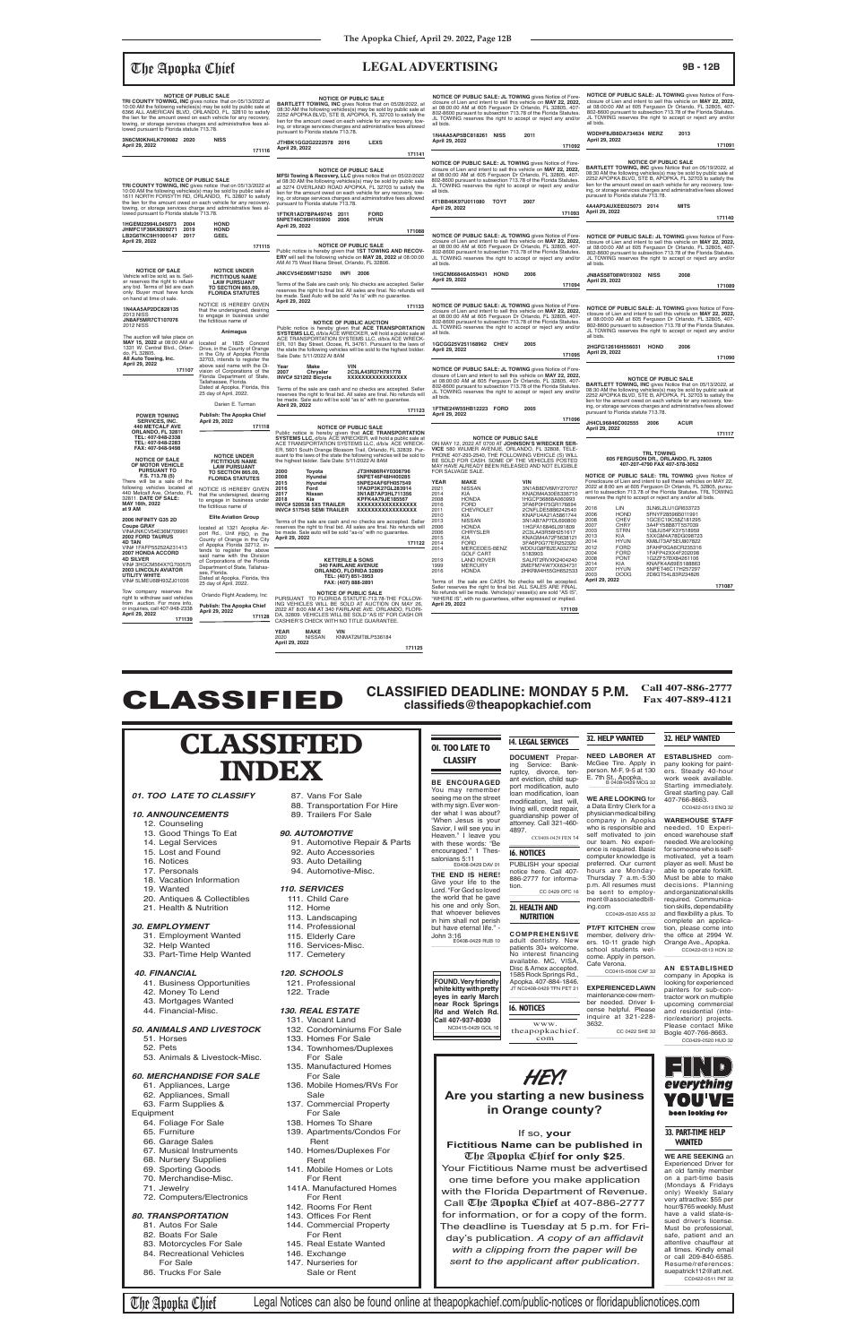# The Apopka Chief — LEGAL ADVERTISING

**NOTICE OF PUBLIC SALE**

**TRI COUNTY TOWING, INC** gives notice that on 05/13/2022 at 10:00 AM the following vehicles(s) may be sold by public sale at 6366 ALL AMERICAN BLVD, ORLANDO, FL 32810 to satisfy the lien for the amount owed on each vehicle for any recovery, towing, or storage services charges and administrative fees allowed pursuant to Florida statute 713.78.

3N6CM0KN4LK709082 2020 NISS

April 29, 2022

171116

**NOTICE OF PUBLIC SALE**

**TRI COUNTY TOWING, INC** gives notice that on 05/13/2022 at 10:00 AM the following vehicles(s) may be sold by public sale at 1611 NORTH FORSYTH RD, ORLANDO, FL 32807 to satisfy the lien for the amount owed on each vehicle for any recovery, towing, or storage services charges and administrative fees allowed pursuant to Florida statute 713.78.

1HGEM22994L045073 2004 HOND
JHMFC1F36KX009271 2019 HOND
LB2G6TKC9H1000147 2017 GEEL

April 29, 2022

171115

**NOTICE OF SALE**

Vehicle will be sold, as is. Seller reserves the right to refuse any bid. Terms of bid are cash only. Buyer must have funds on hand at time of sale.

1N4AA5AP2DC828135 2013 NISS
JN8AF5MR7CT107078 2012 NISS

The auction will take place on **MAY 15, 2022** at 08:00 AM at 1331 W. Central Blvd., Orlando, FL 32805.
**All Auto Towing, Inc.**
**April 29, 2022**

171107

**POWER TOWING SERVICES, INC.**
**440 METCALF AVE**
**ORLANDO, FL 32811**
**TEL: 407-948-2338**
**TEL: 407-948-2283**
**FAX: 407-948-9498**

**NOTICE OF SALE OF MOTOR VEHICLE PURSUANT TO F.S. 713.78 (5)**

There will be a sale of the following vehicles located at 440 Metcalf Ave, Orlando, FL 32811. **DATE OF SALE: MAY 16th, 2022 at 9 AM**

**2006 INFINITY G35 2D Coupe GRAY**
VIN#JNKCV54E36M709961
**2002 FORD TAURUS 4D TAN**
VIN# 1FAFP55252A231413
**2007 HONDA ACCORD 4D SILVER**
VIN# 3HGCM56447G700575
**2003 LINCOLN AVIATOR UTILITY WHITE**
VIN# 5LMEU88H93ZJ01036

Tow company reserves the right to withdraw said vehicles from auction. For more info, or inquiries, call 407-948-2338
**April 29, 2022**

171139

**NOTICE UNDER FICTITIOUS NAME LAW PURSUANT TO SECTION 865.09, FLORIDA STATUTES**

NOTICE IS HEREBY GIVEN that the undersigned, desiring to engage in business under the fictitious name of

**Animagus**

located at 1825 Concord Drive, in the County of Orange in the City of Apopka Florida 32703, intends to register the above said name with the Division of Corporations of the Florida Department of State, Tallahassee, Florida.
Dated at Apopka, Florida, this 25 day of April, 2022.

Darien E. Turman

**Publish: The Apopka Chief**
**April 29, 2022**

171118

**NOTICE UNDER FICTITIOUS NAME LAW PURSUANT TO SECTION 865.09, FLORIDA STATUTES**

NOTICE IS HEREBY GIVEN that the undersigned, desiring to engage in business under the fictitious name of

**Elite Aviation Group**

located at 1321 Apopka Airport Rd., Unit F5O, in the County of Orange in the City of Apopka Florida 32712, intends to register the above said name with the Division of Corporations of the Florida Department of State, Tallahassee, Florida.
Dated at Apopka, Florida, this 25 day of April, 2022.

Orlando Flight Academy, Inc

**Publish: The Apopka Chief**
**April 29, 2022**

171128

**NOTICE OF PUBLIC SALE**

**BARTLETT TOWING, INC** gives Notice that on 05/28/2022, at 08:30 AM the following vehicles(s) may be sold by public sale at 2252 APOPKA BLVD, STE B, APOPKA, FL 32703 to satisfy the lien for the amount owed on each vehicle for any recovery, towing, or storage services charges and administrative fees allowed pursuant to Florida statute 713.78.

JTHBK1GG2G2222578 2016 LEXS

April 29, 2022

171141

**NOTICE OF PUBLIC SALE**

**MFSI Towing & Recovery, LLC** gives notice that on 05/22/2022 at 08:00 AM the following vehicles(s) may be sold by public sale at 3274 OVERLAND ROAD APOPKA, FL 32703 to satisfy the lien for the amount owed on each vehicle for any recovery, towing, or storage services charges and administrative fees allowed pursuant to Florida statute 713.78.

1FTKR1AD7BPA49745 2011 FORD
5NPET46C96H105900 2006 HYUN

April 29, 2022

171088

**NOTICE OF PUBLIC SALE**

Public notice is hereby given that **1ST TOWING AND RECOVERY** will sell the following vehicle on **MAY 28, 2022** at 08:00 AM At 75 West Illiana Street, Orlando, FL 32806.

JNKCV54E06M715250 INFI 2006

Terms of the Sale are cash only. No checks are accepted. Seller reserves the right to final bid. All sales are final. No refunds will be made. Said Auto will be sold "As Is" with no guarantee.
**April 29, 2022**

171133

**NOTICE OF PUBLIC AUCTION**

Public notice is hereby given that **ACE TRANSPORTATION SYSTEMS LLC**, d/b/a ACE WRECKER, will hold a public sale at ACE TRANSPORTATION SYSTEMS LLC, d/b/a ACE WRECKER, 101 Bay Street, Ocoee, FL 34761. Pursuant to the laws of the state the following vehicles will be sold to the highest bidder. Sale Date: 5/11/2022 At 8AM

| Year | Make | VIN |
|---|---|---|
| 2007 | Chrysler | 2C3LA43R37H781778 |
| INVC# 521202 | Bicycle | XXXXXXXXXXXXXXXXX |

Terms of the sale are cash and no checks are accepted. Seller reserves the right to final bid. All sales are final. No refunds will be made. Sale auto will be sold "as is" with no guarantee.
**Abril 29, 2022**

171123

**NOTICE OF PUBLIC SALE**

Public notice is hereby given that **ACE TRANSPORTATION SYSTEMS LLC**, d/b/a ACE WRECKER, will hold a public sale at ACE TRANSPORTATION SYSTEMS LLC, d/b/a ACE WRECKER, 5601 South Orange Blossom Trail, Orlando, FL 32809. Pursuant to the laws of the state the following vehicles will be sold to the highest bidder. Sale Date: 5/11/2022 At 8AM

| | | |
|---|---|---|
| 2000 | Toyota | JT2HN86R4Y0306796 |
| 2006 | Hyundai | 5NPET46F48H400285 |
| 2015 | Hyundai | 5NPE24AF6FH057549 |
| 2016 | Ford | 1FADP3K27GL283914 |
| 2017 | Nissan | 3N1AB7AP3HL711356 |
| 2018 | Kia | KPPK4A79JE185567 |
| INVC# 520538 | 5X5 TRAILER | XXXXXXXXXXXXXXXXX |
| INVC# 517545 | SEMI TRAILER | XXXXXXXXXXXXXXXXX |

Terms of the sale are cash and no checks are accepted. Seller reserves the right to final bid. All sales are final. No refunds will be made. Sale auto will be sold "as-is" with no guarantee.
**April 29, 2022**

171122

**KETTERLE & SONS**
**340 FAIRLANE AVENUE**
**ORLANDO, FLORIDA 32809**
**TEL: (407) 851-3950**
**FAX: (407) 888-2891**

**NOTICE OF PUBLIC SALE**

PURSUANT TO FLORIDA STATUTE 713.78 THE FOLLOWING VEHICLES WILL BE SOLD AT AUCTION ON MAY 26, 2022 AT 8:00 AM AT 340 FAIRLANE AVE. ORLANDO, FLORIDA 32809. VEHICLES WILL BE SOLD "AS IS" FOR CASH OR CASHIER'S CHECK WITH NO TITLE GUARANTEE.

| YEAR | MAKE | VIN |
|---|---|---|
| 2020 | NISSAN | KNMAT2MT8LP536184 |

**April 29, 2022**

171125

**NOTICE OF PUBLIC SALE: JL TOWING** gives Notice of Foreclosure of Lien and intent to sell this vehicle on **MAY 22, 2022**, at 08:00:00 AM at 605 Ferguson Dr Orlando, FL 32805, 407-802-8600 pursuant to subsection 713.78 of the Florida Statutes. JL TOWING reserves the right to accept or reject any and/or all bids.

1N4AA5AP5BC818261 NISS 2011

April 29, 2022

171092

**NOTICE OF PUBLIC SALE: JL TOWING** gives Notice of Foreclosure of Lien and intent to sell this vehicle on **MAY 22, 2022**, at 08:00:00 AM at 605 Ferguson Dr Orlando, FL 32805, 407-802-8600 pursuant to subsection 713.78 of the Florida Statutes. JL TOWING reserves the right to accept or reject any and/or all bids.

4T1BE46K97U011080 TOYT 2007

April 29, 2022

171093

**NOTICE OF PUBLIC SALE: JL TOWING** gives Notice of Foreclosure of Lien and intent to sell this vehicle on **MAY 22, 2022**, at 08:00:00 AM at 605 Ferguson Dr Orlando, FL 32805, 407-802-8600 pursuant to subsection 713.78 of the Florida Statutes. JL TOWING reserves the right to accept or reject any and/or all bids.

1HGCM66846A059431 HOND 2006

April 29, 2022

171094

**NOTICE OF PUBLIC SALE: JL TOWING** gives Notice of Foreclosure of Lien and intent to sell this vehicle on **MAY 22, 2022**, at 08:00:00 AM at 605 Ferguson Dr Orlando, FL 32805, 407-802-8600 pursuant to subsection 713.78 of the Florida Statutes. JL TOWING reserves the right to accept or reject any and/or all bids.

1GCGG25V251168962 CHEV 2005

April 29, 2022

171095

**NOTICE OF PUBLIC SALE: JL TOWING** gives Notice of Foreclosure of Lien and intent to sell this vehicle on **MAY 22, 2022**, at 08:00:00 AM at 605 Ferguson Dr Orlando, FL 32805, 407-802-8600 pursuant to subsection 713.78 of the Florida Statutes. JL TOWING reserves the right to accept or reject any and/or all bids.

1FTNE24W55HB12223 FORD 2005

April 29, 2022

171096

**NOTICE OF PUBLIC SALE**

ON MAY 12, 2022 AT 0700 AT **JOHNSON'S WRECKER SERVICE** 580 WILMER AVENUE, ORLANDO, FL 32808, TELEPHONE 407-293-2540, THE FOLLOWING VEHICLE (S) WILL BE SOLD FOR CASH. SOME OF THE VEHICLES POSTED MAY HAVE ALREADY BEEN RELEASED AND NOT ELIGIBLE FOR SALVAGE SALE.

| YEAR | MAKE | VIN |
|---|---|---|
| 2021 | NISSAN | 3N1AB8DV9MY270707 |
| 2014 | KIA | KNADM4A30E6338710 |
| 2008 | HONDA | 1HGCP36808A060993 |
| 2016 | FORD | 3FA6P0H75GR176694 |
| 2011 | CHEVROLET | 2CNFLDE58B6242540 |
| 2010 | KIA | KNAFU4A21A5861744 |
| 2013 | NISSAN | 3N1AB7AP7DL690800 |
| 2005 | HONDA | 1HGFA16846L091609 |
| 2008 | CHRYSLER | 2C3LA43R58H251617 |
| 2015 | KIA | KNAGM4A72F5638121 |
| 2014 | FORD | 3FA6P0G77ER252320 |
| 2014 | MERCEDES-BENZ | WDDUG8FB2EA032752 |
| | GOLF CART | 5183903 |
| 2019 | LAND ROVER | SALRT2RVXK2404240 |
| 1999 | MERCURY | 2MEFM74W7XX634731 |
| 2004 | HONDA | 2HKRM4H55GH652533 |

Terms of the sale are CASH. No checks will be accepted. Seller reserves the right to final bid. ALL SALES ARE FINAL. No refunds will be made. Vehicle(s)/ vessel(s) are sold "AS IS", "WHERE IS", with no guarantees, either expressed or implied.
**April 29, 2022**

171109

**NOTICE OF PUBLIC SALE: JL TOWING** gives Notice of Foreclosure of Lien and intent to sell this vehicle on **MAY 22, 2022**, at 08:00:00 AM at 605 Ferguson Dr Orlando, FL 32805, 407-802-8600 pursuant to subsection 713.78 of the Florida Statutes. JL TOWING reserves the right to accept or reject any and/or all bids.

WDDHF8JB8DA734634 MERZ 2013

April 29, 2022

171091

**NOTICE OF PUBLIC SALE**

**BARTLETT TOWING, INC** gives Notice that on 05/19/2022, at 08:30 AM the following vehicles(s) may be sold by public sale at 2252 APOPKA BLVD, STE B, APOPKA, FL 32703 to satisfy the lien for the amount owed on each vehicle for any recovery, towing, or storage services charges and administrative fees allowed pursuant to Florida statute 713.78.

4A4AP3AUXEE025073 2014 MITS

April 29, 2022

171140

**NOTICE OF PUBLIC SALE: JL TOWING** gives Notice of Foreclosure of Lien and intent to sell this vehicle on **MAY 22, 2022**, at 08:00:00 AM at 605 Ferguson Dr Orlando, FL 32805, 407-802-8600 pursuant to subsection 713.78 of the Florida Statutes. JL TOWING reserves the right to accept or reject any and/or all bids.

JN8AS58T08W019302 NISS 2008

April 29, 2022

171089

**NOTICE OF PUBLIC SALE: JL TOWING** gives Notice of Foreclosure of Lien and intent to sell this vehicle on **MAY 22, 2022**, at 08:00:00 AM at 605 Ferguson Dr Orlando, FL 32805, 407-802-8600 pursuant to subsection 713.78 of the Florida Statutes. JL TOWING reserves the right to accept or reject any and/or all bids.

2HGFG12616H556031 HOND 2006

April 29, 2022

171090

**NOTICE OF PUBLIC SALE**

**BARTLETT TOWING, INC** gives Notice that on 05/13/2022, at 08:30 AM the following vehicles(s) may be sold by public sale at 2252 APOPKA BLVD, STE B, APOPKA, FL 32703 to satisfy the lien for the amount owed on each vehicle for any recovery, towing, or storage services charges and administrative fees allowed pursuant to Florida statute 713.78.

JH4CL96846C002555 2006 ACUR

April 29, 2022

171117

**TRL TOWING**
**605 FERGUSON DR., ORLANDO, FL 32805**
**407-207-4750 FAX 407-578-3052**

**NOTICE OF PUBLIC SALE: TRL TOWING** gives Notice of Foreclosure of Lien and intent to sell these vehicles on MAY 22, 2022 at 8:00 am at 605 Ferguson Dr Orlando, FL 32805, pursuant to subsection 713.78 of the Florida Statutes. TRL TOWING reserves the right to accept or reject any and/or all bids.

| | | |
|---|---|---|
| 2016 | LIN | 3LN6L2LU1GR633723 |
| 2006 | HOND | 5FNYF28506B011991 |
| 2008 | CHEV | 1GCEC19C58Z181295 |
| 2007 | CHRY | 3A4FY58B87T557039 |
| 2003 | STRN | 1G8JU54FX3Y518959 |
| 2013 | KIA | 5XXGM4A78DG098723 |
| 2014 | HYUN | KMBJT3AF5EU807822 |
| 2012 | FORD | 3FAHP0GA6CR335316 |
| 2004 | FORD | 1FAFP42XX4F202098 |
| 2008 | PONT | 1G2ZF57BX84301106 |
| 2014 | KIA | KNAFK4A69E5188863 |
| 2007 | HYUN | 5NPET46C17H257297 |
| 2003 | DODG | 2D8GT54L83R234826 |

**April 29, 2022**

171087

# CLASSIFIED

**CLASSIFIED DEADLINE: MONDAY 5 P.M.**
**classifieds@theapopkachief.com**

**Call 407-886-2777**
**Fax 407-889-4121**

## CLASSIFIED INDEX

*01. TOO LATE TO CLASSIFY*

*10. ANNOUNCEMENTS*
12. Counseling
13. Good Things To Eat
14. Legal Services
15. Lost and Found
16. Notices
17. Personals
18. Vacation Information
19. Wanted
20. Antiques & Collectibles
21. Health & Nutrition

*30. EMPLOYMENT*
31. Employment Wanted
32. Help Wanted
33. Part-Time Help Wanted

*40. FINANCIAL*
41. Business Opportunities
42. Money To Lend
43. Mortgages Wanted
44. Financial-Misc.

*50. ANIMALS AND LIVESTOCK*
51. Horses
52. Pets
53. Animals & Livestock-Misc.

*60. MERCHANDISE FOR SALE*
61. Appliances, Large
62. Appliances, Small
63. Farm Supplies & Equipment
64. Foliage For Sale
65. Furniture
66. Garage Sales
67. Musical Instruments
68. Nursery Supplies
69. Sporting Goods
70. Merchandise-Misc.
71. Jewelry
72. Computers/Electronics

*80. TRANSPORTATION*
81. Autos For Sale
82. Boats For Sale
83. Motorcycles For Sale
84. Recreational Vehicles For Sale
86. Trucks For Sale
87. Vans For Sale
88. Transportation For Hire
89. Trailers For Sale

*90. AUTOMOTIVE*
91. Automotive Repair & Parts
92. Auto Accessories
93. Auto Detailing
94. Automotive-Misc.

*110. SERVICES*
111. Child Care
112. Home
113. Landscaping
114. Professional
115. Elderly Care
116. Services-Misc.
117. Cemetery

*120. SCHOOLS*
121. Professional
122. Trade

*130. REAL ESTATE*
131. Vacant Land
132. Condominiums For Sale
133. Homes For Sale
134. Townhomes/Duplexes For Sale
135. Manufactured Homes For Sale
136. Mobile Homes/RVs For Sale
137. Commercial Property For Sale
138. Homes To Share
139. Apartments/Condos For Rent
140. Homes/Duplexes For Rent
141. Mobile Homes or Lots For Rent
141A. Manufactured Homes For Rent
142. Rooms For Rent
143. Offices For Rent
144. Commercial Property For Rent
145. Real Estate Wanted
146. Exchange
147. Nurseries for Sale or Rent

### 01. TOO LATE TO CLASSIFY

**BE ENCOURAGED** You may remember seeing me on the street with my sign. Ever wonder what I was about? "When Jesus is your Savior, I will see you in Heaven." I leave you with these words: "Be encouraged." 1 Thessalonians 5:11
E0408-0429 DAV 01

**THE END IS HERE!** Give your life to the Lord. "For God so loved the world that he gave his one and only Son, that whoever believes in him shall not perish but have eternal life." - John 3:16
E0408-0429 RUB 10

**FOUND. Very friendly white kitty with pretty eyes in early March near Rock Springs Rd and Welch Rd. Call 407-937-8030**
NC0415-0429 GOL 16

### 14. LEGAL SERVICES

**DOCUMENT** Preparing Service: Bankruptcy, divorce, tenant eviction, child support modification, auto loan modification, loan modification, last will, living will, credit repair, guardianship power of attorney. Call 321-460-4897.
CC0408-0429 FEN 14

### 16. NOTICES

PUBLISH your special notice here. Call 407-886-2777 for information.
CC 0429 OFC 16

### 21. HEALTH AND NUTRITION

**COMPREHENSIVE** adult dentistry. New patients 30+ welcome. No interest financing available. MC, VISA, Disc & Amex accepted. 1585 Rock Springs Rd., Apopka. 407-884-1846.
JT NC0408-0429 TFN PET 21

### 16. NOTICES

www.theapopkachief.com

### 32. HELP WANTED

**NEED LABORER AT** McGee Tire. Apply in person. M-F, 9-5 at 130 E. 7th St., Apopka.
B 0408-0429 MCG 32

**WE ARE LOOKING** for a Data Entry Clerk for a physician medical billing company in Apopka who is responsible and self motivated to join our team. No experience is required. Basic computer knowledge is preferred. Our current hours are Monday-Thursday 7 a.m.-5:30 p.m. All resumes must be sent to employment@associatedbilling.com
CC0429-0520 ASS 32

**PT/FT KITCHEN** crew member, delivery drivers. 10-11 grade high school students welcome. Apply in person. Cafe Verona.
CC0415-0506 CAF 32

**EXPERIENCED LAWN** maintenance crew member needed. Driver license helpful. Please inquire at 321-228-3632.
CC 0422 SHE 32

**ESTABLISHED** company looking for painters. Steady 40-hour work week available. Starting immediately. Great starting pay. Call 407-766-8663.
CC0422-0513 ENQ 32

**WAREHOUSE STAFF** needed. 10 Experienced warehouse staff needed. We are looking for someone who is self-motivated, yet a team player as well. Must be able to operate forklift. Must be able to make decisions. Planning and organizational skills required. Communication skills, dependability and flexibility a plus. To complete an application, please come into the office at 2994 W. Orange Ave., Apopka.
CC0422-0513 HON 32

**AN ESTABLISHED** company in Apopka is looking for experienced painters for sub-contractor work on multiple upcoming commercial and residential (interior/exterior) projects. Please contact Mike Bogle 407-766-8663.
CC0429-0520 HUD 32

**FIND everything YOU'VE been looking for**

### 33. PART-TIME HELP WANTED

**WE ARE SEEKING** an Experienced Driver for an old family member on a part-time basis (Mondays & Fridays only) Weekly Salary very attractive: $55 per hour/$765 weekly. Must have a valid state-issued driver's license. Must be professional, safe, patient and an attentive chauffeur at all times. Kindly email or call 209-840-6585. Resume/references: suepatrick112@att.net.
CC0422-0511 PAT 32

**HEY! Are you starting a new business in Orange county?**

If so, **your Fictitious Name can be published in The Apopka Chief for only $25**. Your Fictitious Name must be advertised one time before you make application with the Florida Department of Revenue. Call **The Apopka Chief** at 407-886-2777 for information, or for a copy of the form. The deadline is Tuesday at 5 p.m. for Friday's publication. *A copy of an affidavit with a clipping from the paper will be sent to the applicant after publication.*

The Apopka Chief — Legal Notices can also be found online at theapopkachief.com/public-notices or floridapublicnotices.com